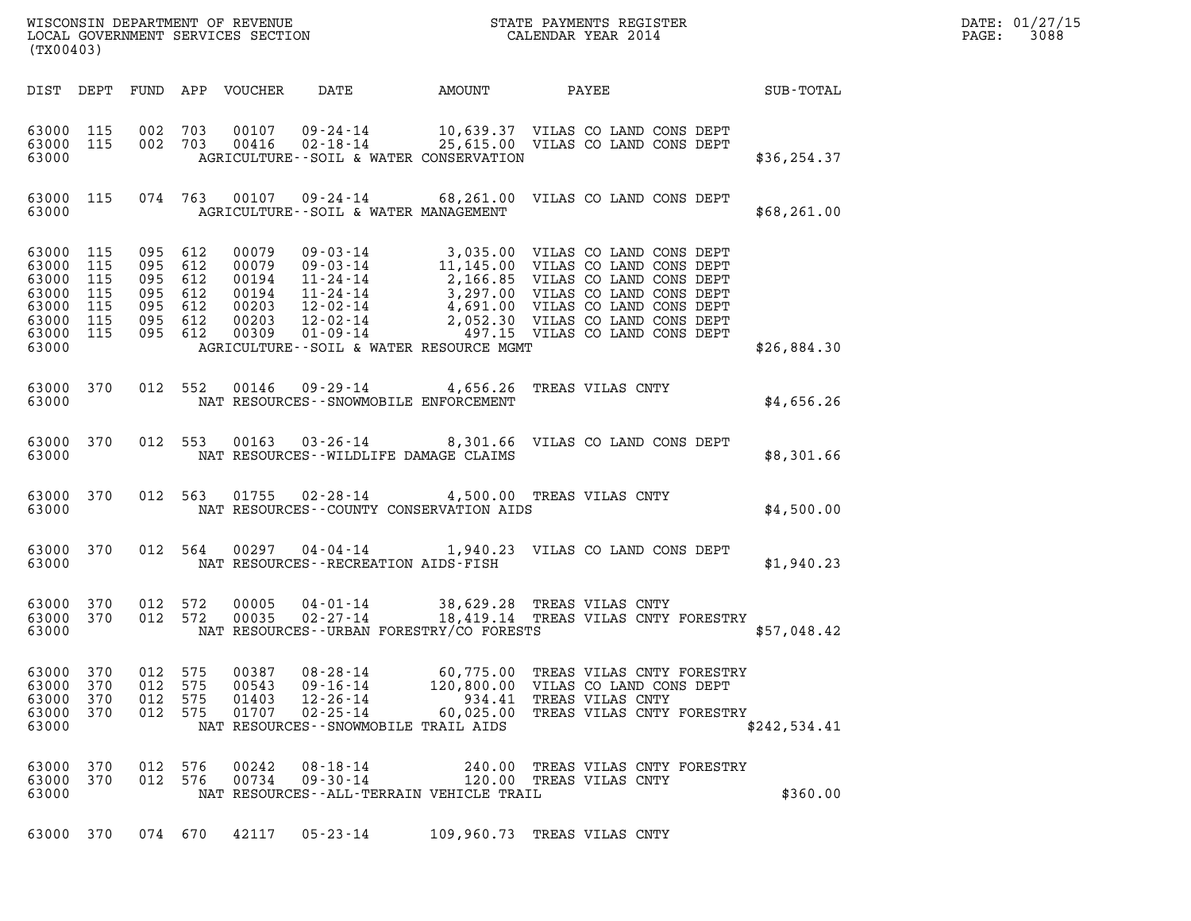WISCONSIN DEPARTMENT OF REVENUE
LOCAL GOVERNMENT SERVICES SECTION
(TX00403)

STATE PAYMENTS REGISTER
CALENDAR YEAR 2014

DATE: 01/27/15

| DIST | DEPT | FUND | APP | VOUCHER | DATE | AMOUNT | PAYEE | SUB-TOTAL |
|---|---|---|---|---|---|---|---|---|
| 63000 | 115 | 002 | 703 | 00107 | 09-24-14 | 10,639.37 | VILAS CO LAND CONS DEPT | |
| 63000 | 115 | 002 | 703 | 00416 | 02-18-14 | 25,615.00 | VILAS CO LAND CONS DEPT | |
| 63000 | | | | | | AGRICULTURE--SOIL & WATER CONSERVATION | | $36,254.37 |
| 63000 | 115 | 074 | 763 | 00107 | 09-24-14 | 68,261.00 | VILAS CO LAND CONS DEPT | |
| 63000 | | | | | | AGRICULTURE--SOIL & WATER MANAGEMENT | | $68,261.00 |
| 63000 | 115 | 095 | 612 | 00079 | 09-03-14 | 3,035.00 | VILAS CO LAND CONS DEPT | |
| 63000 | 115 | 095 | 612 | 00079 | 09-03-14 | 11,145.00 | VILAS CO LAND CONS DEPT | |
| 63000 | 115 | 095 | 612 | 00194 | 11-24-14 | 2,166.85 | VILAS CO LAND CONS DEPT | |
| 63000 | 115 | 095 | 612 | 00194 | 11-24-14 | 3,297.00 | VILAS CO LAND CONS DEPT | |
| 63000 | 115 | 095 | 612 | 00203 | 12-02-14 | 4,691.00 | VILAS CO LAND CONS DEPT | |
| 63000 | 115 | 095 | 612 | 00203 | 12-02-14 | 2,052.30 | VILAS CO LAND CONS DEPT | |
| 63000 | 115 | 095 | 612 | 00309 | 01-09-14 | 497.15 | VILAS CO LAND CONS DEPT | |
| 63000 | | | | | | AGRICULTURE--SOIL & WATER RESOURCE MGMT | | $26,884.30 |
| 63000 | 370 | 012 | 552 | 00146 | 09-29-14 | 4,656.26 | TREAS VILAS CNTY | |
| 63000 | | | | | | NAT RESOURCES--SNOWMOBILE ENFORCEMENT | | $4,656.26 |
| 63000 | 370 | 012 | 553 | 00163 | 03-26-14 | 8,301.66 | VILAS CO LAND CONS DEPT | |
| 63000 | | | | | | NAT RESOURCES--WILDLIFE DAMAGE CLAIMS | | $8,301.66 |
| 63000 | 370 | 012 | 563 | 01755 | 02-28-14 | 4,500.00 | TREAS VILAS CNTY | |
| 63000 | | | | | | NAT RESOURCES--COUNTY CONSERVATION AIDS | | $4,500.00 |
| 63000 | 370 | 012 | 564 | 00297 | 04-04-14 | 1,940.23 | VILAS CO LAND CONS DEPT | |
| 63000 | | | | | | NAT RESOURCES--RECREATION AIDS-FISH | | $1,940.23 |
| 63000 | 370 | 012 | 572 | 00005 | 04-01-14 | 38,629.28 | TREAS VILAS CNTY | |
| 63000 | 370 | 012 | 572 | 00035 | 02-27-14 | 18,419.14 | TREAS VILAS CNTY FORESTRY | |
| 63000 | | | | | | NAT RESOURCES--URBAN FORESTRY/CO FORESTS | | $57,048.42 |
| 63000 | 370 | 012 | 575 | 00387 | 08-28-14 | 60,775.00 | TREAS VILAS CNTY FORESTRY | |
| 63000 | 370 | 012 | 575 | 00543 | 09-16-14 | 120,800.00 | VILAS CO LAND CONS DEPT | |
| 63000 | 370 | 012 | 575 | 01403 | 12-26-14 | 934.41 | TREAS VILAS CNTY | |
| 63000 | 370 | 012 | 575 | 01707 | 02-25-14 | 60,025.00 | TREAS VILAS CNTY FORESTRY | |
| 63000 | | | | | | NAT RESOURCES--SNOWMOBILE TRAIL AIDS | | $242,534.41 |
| 63000 | 370 | 012 | 576 | 00242 | 08-18-14 | 240.00 | TREAS VILAS CNTY FORESTRY | |
| 63000 | 370 | 012 | 576 | 00734 | 09-30-14 | 120.00 | TREAS VILAS CNTY | |
| 63000 | | | | | | NAT RESOURCES--ALL-TERRAIN VEHICLE TRAIL | | $360.00 |
| 63000 | 370 | 074 | 670 | 42117 | 05-23-14 | 109,960.73 | TREAS VILAS CNTY | |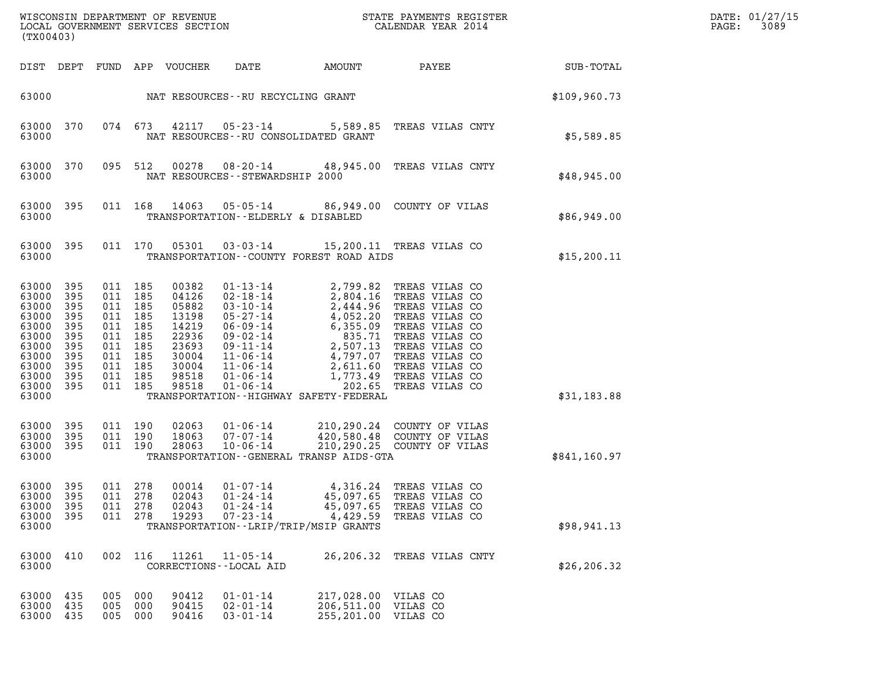WISCONSIN DEPARTMENT OF REVENUE
LOCAL GOVERNMENT SERVICES SECTION
(TX00403)

STATE PAYMENTS REGISTER
CALENDAR YEAR 2014

DATE: 01/27/15
PAGE: 3089

| DIST | DEPT | FUND | APP | VOUCHER | DATE | AMOUNT | PAYEE | SUB-TOTAL |
|---|---|---|---|---|---|---|---|---|
| 63000 | | | | | NAT RESOURCES--RU RECYCLING GRANT | | | $109,960.73 |
| 63000 | 370 | 074 | 673 | 42117 | 05-23-14 | 5,589.85 | TREAS VILAS CNTY | |
| 63000 | | | | | NAT RESOURCES--RU CONSOLIDATED GRANT | | | $5,589.85 |
| 63000 | 370 | 095 | 512 | 00278 | 08-20-14 | 48,945.00 | TREAS VILAS CNTY | |
| 63000 | | | | | NAT RESOURCES--STEWARDSHIP 2000 | | | $48,945.00 |
| 63000 | 395 | 011 | 168 | 14063 | 05-05-14 | 86,949.00 | COUNTY OF VILAS | |
| 63000 | | | | | TRANSPORTATION--ELDERLY & DISABLED | | | $86,949.00 |
| 63000 | 395 | 011 | 170 | 05301 | 03-03-14 | 15,200.11 | TREAS VILAS CO | |
| 63000 | | | | | TRANSPORTATION--COUNTY FOREST ROAD AIDS | | | $15,200.11 |
| 63000 | 395 | 011 | 185 | 00382 | 01-13-14 | 2,799.82 | TREAS VILAS CO | |
| 63000 | 395 | 011 | 185 | 04126 | 02-18-14 | 2,804.16 | TREAS VILAS CO | |
| 63000 | 395 | 011 | 185 | 05882 | 03-10-14 | 2,444.96 | TREAS VILAS CO | |
| 63000 | 395 | 011 | 185 | 13198 | 05-27-14 | 4,052.20 | TREAS VILAS CO | |
| 63000 | 395 | 011 | 185 | 14219 | 06-09-14 | 6,355.09 | TREAS VILAS CO | |
| 63000 | 395 | 011 | 185 | 22936 | 09-02-14 | 835.71 | TREAS VILAS CO | |
| 63000 | 395 | 011 | 185 | 23693 | 09-11-14 | 2,507.13 | TREAS VILAS CO | |
| 63000 | 395 | 011 | 185 | 30004 | 11-06-14 | 4,797.07 | TREAS VILAS CO | |
| 63000 | 395 | 011 | 185 | 30004 | 11-06-14 | 2,611.60 | TREAS VILAS CO | |
| 63000 | 395 | 011 | 185 | 98518 | 01-06-14 | 1,773.49 | TREAS VILAS CO | |
| 63000 | 395 | 011 | 185 | 98518 | 01-06-14 | 202.65 | TREAS VILAS CO | |
| 63000 | | | | | TRANSPORTATION--HIGHWAY SAFETY-FEDERAL | | | $31,183.88 |
| 63000 | 395 | 011 | 190 | 02063 | 01-06-14 | 210,290.24 | COUNTY OF VILAS | |
| 63000 | 395 | 011 | 190 | 18063 | 07-07-14 | 420,580.48 | COUNTY OF VILAS | |
| 63000 | 395 | 011 | 190 | 28063 | 10-06-14 | 210,290.25 | COUNTY OF VILAS | |
| 63000 | | | | | TRANSPORTATION--GENERAL TRANSP AIDS-GTA | | | $841,160.97 |
| 63000 | 395 | 011 | 278 | 00014 | 01-07-14 | 4,316.24 | TREAS VILAS CO | |
| 63000 | 395 | 011 | 278 | 02043 | 01-24-14 | 45,097.65 | TREAS VILAS CO | |
| 63000 | 395 | 011 | 278 | 02043 | 01-24-14 | 45,097.65 | TREAS VILAS CO | |
| 63000 | 395 | 011 | 278 | 19293 | 07-23-14 | 4,429.59 | TREAS VILAS CO | |
| 63000 | | | | | TRANSPORTATION--LRIP/TRIP/MSIP GRANTS | | | $98,941.13 |
| 63000 | 410 | 002 | 116 | 11261 | 11-05-14 | 26,206.32 | TREAS VILAS CNTY | |
| 63000 | | | | | CORRECTIONS--LOCAL AID | | | $26,206.32 |
| 63000 | 435 | 005 | 000 | 90412 | 01-01-14 | 217,028.00 | VILAS CO | |
| 63000 | 435 | 005 | 000 | 90415 | 02-01-14 | 206,511.00 | VILAS CO | |
| 63000 | 435 | 005 | 000 | 90416 | 03-01-14 | 255,201.00 | VILAS CO | |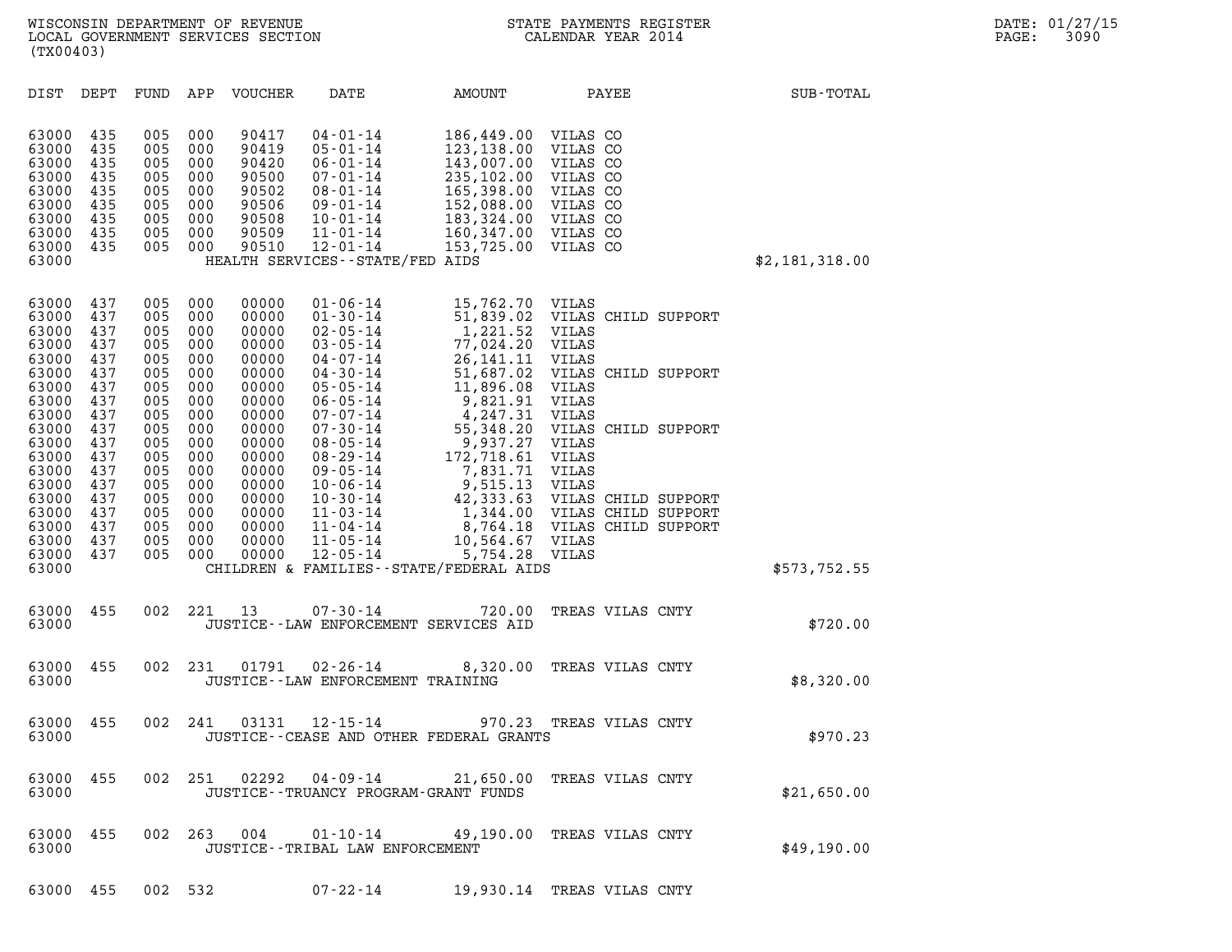WISCONSIN DEPARTMENT OF REVENUE
LOCAL GOVERNMENT SERVICES SECTION
(TX00403)

STATE PAYMENTS REGISTER
CALENDAR YEAR 2014

DATE: 01/27/15

| DIST | DEPT | FUND | APP | VOUCHER | DATE | AMOUNT | PAYEE | SUB-TOTAL |
|---|---|---|---|---|---|---|---|---|
| 63000 | 435 | 005 | 000 | 90417 | 04-01-14 | 186,449.00 | VILAS CO | |
| 63000 | 435 | 005 | 000 | 90419 | 05-01-14 | 123,138.00 | VILAS CO | |
| 63000 | 435 | 005 | 000 | 90420 | 06-01-14 | 143,007.00 | VILAS CO | |
| 63000 | 435 | 005 | 000 | 90500 | 07-01-14 | 235,102.00 | VILAS CO | |
| 63000 | 435 | 005 | 000 | 90502 | 08-01-14 | 165,398.00 | VILAS CO | |
| 63000 | 435 | 005 | 000 | 90506 | 09-01-14 | 152,088.00 | VILAS CO | |
| 63000 | 435 | 005 | 000 | 90508 | 10-01-14 | 183,324.00 | VILAS CO | |
| 63000 | 435 | 005 | 000 | 90509 | 11-01-14 | 160,347.00 | VILAS CO | |
| 63000 | 435 | 005 | 000 | 90510 | 12-01-14 | 153,725.00 | VILAS CO | |
| 63000 | | | | | HEALTH SERVICES--STATE/FED AIDS | | | $2,181,318.00 |
| 63000 | 437 | 005 | 000 | 00000 | 01-06-14 | 15,762.70 | VILAS | |
| 63000 | 437 | 005 | 000 | 00000 | 01-30-14 | 51,839.02 | VILAS CHILD SUPPORT | |
| 63000 | 437 | 005 | 000 | 00000 | 02-05-14 | 1,221.52 | VILAS | |
| 63000 | 437 | 005 | 000 | 00000 | 03-05-14 | 77,024.20 | VILAS | |
| 63000 | 437 | 005 | 000 | 00000 | 04-07-14 | 26,141.11 | VILAS | |
| 63000 | 437 | 005 | 000 | 00000 | 04-30-14 | 51,687.02 | VILAS CHILD SUPPORT | |
| 63000 | 437 | 005 | 000 | 00000 | 05-05-14 | 11,896.08 | VILAS | |
| 63000 | 437 | 005 | 000 | 00000 | 06-05-14 | 9,821.91 | VILAS | |
| 63000 | 437 | 005 | 000 | 00000 | 07-07-14 | 4,247.31 | VILAS | |
| 63000 | 437 | 005 | 000 | 00000 | 07-30-14 | 55,348.20 | VILAS CHILD SUPPORT | |
| 63000 | 437 | 005 | 000 | 00000 | 08-05-14 | 9,937.27 | VILAS | |
| 63000 | 437 | 005 | 000 | 00000 | 08-29-14 | 172,718.61 | VILAS | |
| 63000 | 437 | 005 | 000 | 00000 | 09-05-14 | 7,831.71 | VILAS | |
| 63000 | 437 | 005 | 000 | 00000 | 10-06-14 | 9,515.13 | VILAS | |
| 63000 | 437 | 005 | 000 | 00000 | 10-30-14 | 42,333.63 | VILAS CHILD SUPPORT | |
| 63000 | 437 | 005 | 000 | 00000 | 11-03-14 | 1,344.00 | VILAS CHILD SUPPORT | |
| 63000 | 437 | 005 | 000 | 00000 | 11-04-14 | 8,764.18 | VILAS CHILD SUPPORT | |
| 63000 | 437 | 005 | 000 | 00000 | 11-05-14 | 10,564.67 | VILAS | |
| 63000 | 437 | 005 | 000 | 00000 | 12-05-14 | 5,754.28 | VILAS | |
| 63000 | | | | | CHILDREN & FAMILIES--STATE/FEDERAL AIDS | | | $573,752.55 |
| 63000 | 455 | 002 | 221 | 13 | 07-30-14 | 720.00 | TREAS VILAS CNTY | |
| 63000 | | | | | JUSTICE--LAW ENFORCEMENT SERVICES AID | | | $720.00 |
| 63000 | 455 | 002 | 231 | 01791 | 02-26-14 | 8,320.00 | TREAS VILAS CNTY | |
| 63000 | | | | | JUSTICE--LAW ENFORCEMENT TRAINING | | | $8,320.00 |
| 63000 | 455 | 002 | 241 | 03131 | 12-15-14 | 970.23 | TREAS VILAS CNTY | |
| 63000 | | | | | JUSTICE--CEASE AND OTHER FEDERAL GRANTS | | | $970.23 |
| 63000 | 455 | 002 | 251 | 02292 | 04-09-14 | 21,650.00 | TREAS VILAS CNTY | |
| 63000 | | | | | JUSTICE--TRUANCY PROGRAM-GRANT FUNDS | | | $21,650.00 |
| 63000 | 455 | 002 | 263 | 004 | 01-10-14 | 49,190.00 | TREAS VILAS CNTY | |
| 63000 | | | | | JUSTICE--TRIBAL LAW ENFORCEMENT | | | $49,190.00 |
| 63000 | 455 | 002 | 532 | | 07-22-14 | 19,930.14 | TREAS VILAS CNTY | |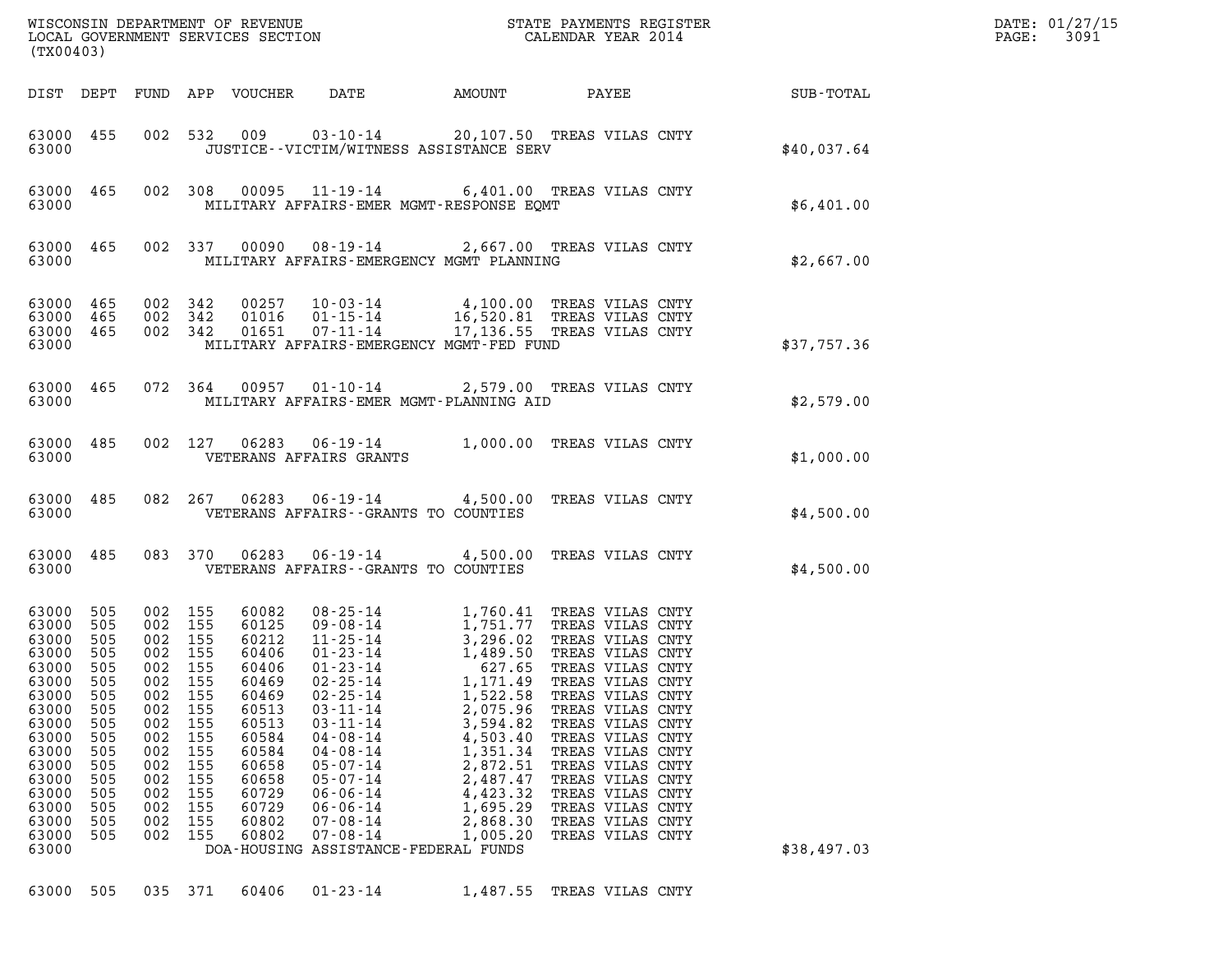WISCONSIN DEPARTMENT OF REVENUE
LOCAL GOVERNMENT SERVICES SECTION
(TX00403)

STATE PAYMENTS REGISTER
CALENDAR YEAR 2014

DATE: 01/27/15
PAGE: 3091

| DIST | DEPT | FUND | APP | VOUCHER | DATE | AMOUNT | PAYEE | SUB-TOTAL |
|---|---|---|---|---|---|---|---|---|
| 63000 | 455 | 002 | 532 | 009 | 03-10-14 | 20,107.50 | TREAS VILAS CNTY | |
| 63000 | | | | JUSTICE--VICTIM/WITNESS ASSISTANCE SERV | | | | $40,037.64 |
| 63000 | 465 | 002 | 308 | 00095 | 11-19-14 | 6,401.00 | TREAS VILAS CNTY | |
| 63000 | | | | MILITARY AFFAIRS-EMER MGMT-RESPONSE EQMT | | | | $6,401.00 |
| 63000 | 465 | 002 | 337 | 00090 | 08-19-14 | 2,667.00 | TREAS VILAS CNTY | |
| 63000 | | | | MILITARY AFFAIRS-EMERGENCY MGMT PLANNING | | | | $2,667.00 |
| 63000 | 465 | 002 | 342 | 00257 | 10-03-14 | 4,100.00 | TREAS VILAS CNTY | |
| 63000 | 465 | 002 | 342 | 01016 | 01-15-14 | 16,520.81 | TREAS VILAS CNTY | |
| 63000 | 465 | 002 | 342 | 01651 | 07-11-14 | 17,136.55 | TREAS VILAS CNTY | |
| 63000 | | | | MILITARY AFFAIRS-EMERGENCY MGMT-FED FUND | | | | $37,757.36 |
| 63000 | 465 | 072 | 364 | 00957 | 01-10-14 | 2,579.00 | TREAS VILAS CNTY | |
| 63000 | | | | MILITARY AFFAIRS-EMER MGMT-PLANNING AID | | | | $2,579.00 |
| 63000 | 485 | 002 | 127 | 06283 | 06-19-14 | 1,000.00 | TREAS VILAS CNTY | |
| 63000 | | | | VETERANS AFFAIRS GRANTS | | | | $1,000.00 |
| 63000 | 485 | 082 | 267 | 06283 | 06-19-14 | 4,500.00 | TREAS VILAS CNTY | |
| 63000 | | | | VETERANS AFFAIRS--GRANTS TO COUNTIES | | | | $4,500.00 |
| 63000 | 485 | 083 | 370 | 06283 | 06-19-14 | 4,500.00 | TREAS VILAS CNTY | |
| 63000 | | | | VETERANS AFFAIRS--GRANTS TO COUNTIES | | | | $4,500.00 |
| 63000 | 505 | 002 | 155 | 60082 | 08-25-14 | 1,760.41 | TREAS VILAS CNTY | |
| 63000 | 505 | 002 | 155 | 60125 | 09-08-14 | 1,751.77 | TREAS VILAS CNTY | |
| 63000 | 505 | 002 | 155 | 60212 | 11-25-14 | 3,296.02 | TREAS VILAS CNTY | |
| 63000 | 505 | 002 | 155 | 60406 | 01-23-14 | 1,489.50 | TREAS VILAS CNTY | |
| 63000 | 505 | 002 | 155 | 60406 | 01-23-14 | 627.65 | TREAS VILAS CNTY | |
| 63000 | 505 | 002 | 155 | 60469 | 02-25-14 | 1,171.49 | TREAS VILAS CNTY | |
| 63000 | 505 | 002 | 155 | 60469 | 02-25-14 | 1,522.58 | TREAS VILAS CNTY | |
| 63000 | 505 | 002 | 155 | 60513 | 03-11-14 | 2,075.96 | TREAS VILAS CNTY | |
| 63000 | 505 | 002 | 155 | 60513 | 03-11-14 | 3,594.82 | TREAS VILAS CNTY | |
| 63000 | 505 | 002 | 155 | 60584 | 04-08-14 | 4,503.40 | TREAS VILAS CNTY | |
| 63000 | 505 | 002 | 155 | 60584 | 04-08-14 | 1,351.34 | TREAS VILAS CNTY | |
| 63000 | 505 | 002 | 155 | 60658 | 05-07-14 | 2,872.51 | TREAS VILAS CNTY | |
| 63000 | 505 | 002 | 155 | 60658 | 05-07-14 | 2,487.47 | TREAS VILAS CNTY | |
| 63000 | 505 | 002 | 155 | 60729 | 06-06-14 | 4,423.32 | TREAS VILAS CNTY | |
| 63000 | 505 | 002 | 155 | 60729 | 06-06-14 | 1,695.29 | TREAS VILAS CNTY | |
| 63000 | 505 | 002 | 155 | 60802 | 07-08-14 | 2,868.30 | TREAS VILAS CNTY | |
| 63000 | 505 | 002 | 155 | 60802 | 07-08-14 | 1,005.20 | TREAS VILAS CNTY | |
| 63000 | | | | DOA-HOUSING ASSISTANCE-FEDERAL FUNDS | | | | $38,497.03 |
| 63000 | 505 | 035 | 371 | 60406 | 01-23-14 | 1,487.55 | TREAS VILAS CNTY | |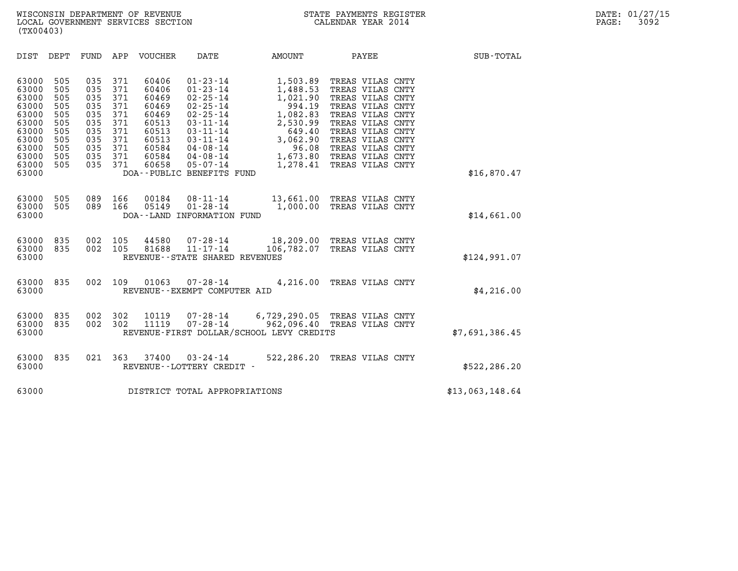WISCONSIN DEPARTMENT OF REVENUE
LOCAL GOVERNMENT SERVICES SECTION
(TX00403)

STATE PAYMENTS REGISTER
CALENDAR YEAR 2014

DATE: 01/27/15
PAGE: 3092

| DIST | DEPT | FUND | APP | VOUCHER | DATE | AMOUNT | PAYEE | SUB-TOTAL |
|---|---|---|---|---|---|---|---|---|
| 63000 | 505 | 035 | 371 | 60406 | 01-23-14 | 1,503.89 | TREAS VILAS CNTY | |
| 63000 | 505 | 035 | 371 | 60406 | 01-23-14 | 1,488.53 | TREAS VILAS CNTY | |
| 63000 | 505 | 035 | 371 | 60469 | 02-25-14 | 1,021.90 | TREAS VILAS CNTY | |
| 63000 | 505 | 035 | 371 | 60469 | 02-25-14 | 994.19 | TREAS VILAS CNTY | |
| 63000 | 505 | 035 | 371 | 60469 | 02-25-14 | 1,082.83 | TREAS VILAS CNTY | |
| 63000 | 505 | 035 | 371 | 60513 | 03-11-14 | 2,530.99 | TREAS VILAS CNTY | |
| 63000 | 505 | 035 | 371 | 60513 | 03-11-14 | 649.40 | TREAS VILAS CNTY | |
| 63000 | 505 | 035 | 371 | 60513 | 03-11-14 | 3,062.90 | TREAS VILAS CNTY | |
| 63000 | 505 | 035 | 371 | 60584 | 04-08-14 | 96.08 | TREAS VILAS CNTY | |
| 63000 | 505 | 035 | 371 | 60584 | 04-08-14 | 1,673.80 | TREAS VILAS CNTY | |
| 63000 | 505 | 035 | 371 | 60658 | 05-07-14 | 1,278.41 | TREAS VILAS CNTY | |
| 63000 | | | | | DOA--PUBLIC BENEFITS FUND | | | $16,870.47 |
| 63000 | 505 | 089 | 166 | 00184 | 08-11-14 | 13,661.00 | TREAS VILAS CNTY | |
| 63000 | 505 | 089 | 166 | 05149 | 01-28-14 | 1,000.00 | TREAS VILAS CNTY | |
| 63000 | | | | | DOA--LAND INFORMATION FUND | | | $14,661.00 |
| 63000 | 835 | 002 | 105 | 44580 | 07-28-14 | 18,209.00 | TREAS VILAS CNTY | |
| 63000 | 835 | 002 | 105 | 81688 | 11-17-14 | 106,782.07 | TREAS VILAS CNTY | |
| 63000 | | | | | REVENUE--STATE SHARED REVENUES | | | $124,991.07 |
| 63000 | 835 | 002 | 109 | 01063 | 07-28-14 | 4,216.00 | TREAS VILAS CNTY | |
| 63000 | | | | | REVENUE--EXEMPT COMPUTER AID | | | $4,216.00 |
| 63000 | 835 | 002 | 302 | 10119 | 07-28-14 | 6,729,290.05 | TREAS VILAS CNTY | |
| 63000 | 835 | 002 | 302 | 11119 | 07-28-14 | 962,096.40 | TREAS VILAS CNTY | |
| 63000 | | | | | REVENUE-FIRST DOLLAR/SCHOOL LEVY CREDITS | | | $7,691,386.45 |
| 63000 | 835 | 021 | 363 | 37400 | 03-24-14 | 522,286.20 | TREAS VILAS CNTY | |
| 63000 | | | | | REVENUE--LOTTERY CREDIT - | | | $522,286.20 |
| 63000 | | | | | DISTRICT TOTAL APPROPRIATIONS | | | $13,063,148.64 |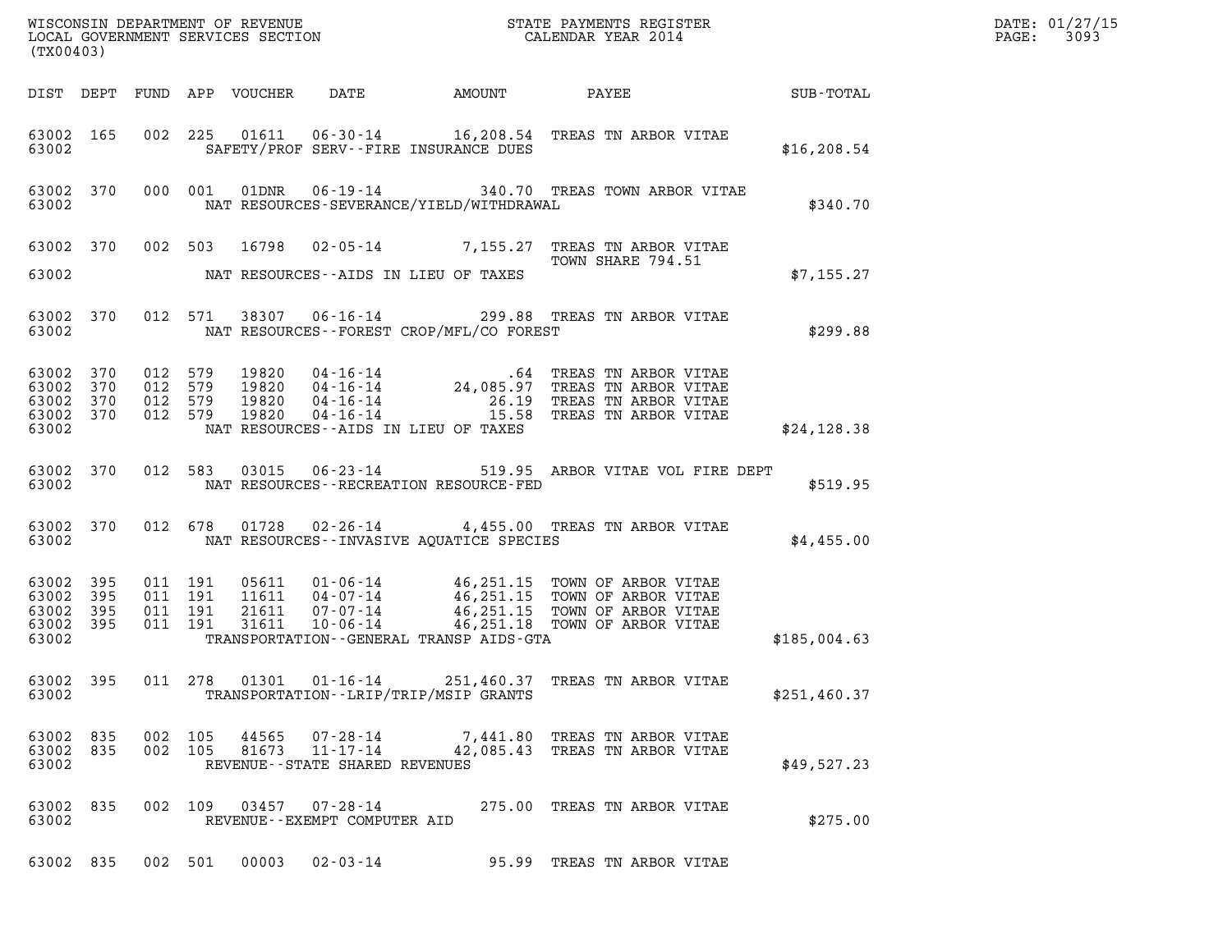WISCONSIN DEPARTMENT OF REVENUE
LOCAL GOVERNMENT SERVICES SECTION
(TX00403)

STATE PAYMENTS REGISTER
CALENDAR YEAR 2014

DATE: 01/27/15
PAGE: 3093

| DIST | DEPT | FUND | APP | VOUCHER | DATE | AMOUNT | PAYEE | SUB-TOTAL |
|---|---|---|---|---|---|---|---|---|
| 63002 | 165 | 002 | 225 | 01611 | 06-30-14 | 16,208.54 | TREAS TN ARBOR VITAE | |
| 63002 | | | | | SAFETY/PROF SERV--FIRE INSURANCE DUES | | | $16,208.54 |
| 63002 | 370 | 000 | 001 | 01DNR | 06-19-14 | 340.70 | TREAS TOWN ARBOR VITAE | |
| 63002 | | | | | NAT RESOURCES-SEVERANCE/YIELD/WITHDRAWAL | | | $340.70 |
| 63002 | 370 | 002 | 503 | 16798 | 02-05-14 | 7,155.27 | TREAS TN ARBOR VITAE TOWN SHARE 794.51 | |
| 63002 | | | | | NAT RESOURCES--AIDS IN LIEU OF TAXES | | | $7,155.27 |
| 63002 | 370 | 012 | 571 | 38307 | 06-16-14 | 299.88 | TREAS TN ARBOR VITAE | |
| 63002 | | | | | NAT RESOURCES--FOREST CROP/MFL/CO FOREST | | | $299.88 |
| 63002 | 370 | 012 | 579 | 19820 | 04-16-14 | .64 | TREAS TN ARBOR VITAE | |
| 63002 | 370 | 012 | 579 | 19820 | 04-16-14 | 24,085.97 | TREAS TN ARBOR VITAE | |
| 63002 | 370 | 012 | 579 | 19820 | 04-16-14 | 26.19 | TREAS TN ARBOR VITAE | |
| 63002 | 370 | 012 | 579 | 19820 | 04-16-14 | 15.58 | TREAS TN ARBOR VITAE | |
| 63002 | | | | | NAT RESOURCES--AIDS IN LIEU OF TAXES | | | $24,128.38 |
| 63002 | 370 | 012 | 583 | 03015 | 06-23-14 | 519.95 | ARBOR VITAE VOL FIRE DEPT | |
| 63002 | | | | | NAT RESOURCES--RECREATION RESOURCE-FED | | | $519.95 |
| 63002 | 370 | 012 | 678 | 01728 | 02-26-14 | 4,455.00 | TREAS TN ARBOR VITAE | |
| 63002 | | | | | NAT RESOURCES--INVASIVE AQUATICE SPECIES | | | $4,455.00 |
| 63002 | 395 | 011 | 191 | 05611 | 01-06-14 | 46,251.15 | TOWN OF ARBOR VITAE | |
| 63002 | 395 | 011 | 191 | 11611 | 04-07-14 | 46,251.15 | TOWN OF ARBOR VITAE | |
| 63002 | 395 | 011 | 191 | 21611 | 07-07-14 | 46,251.15 | TOWN OF ARBOR VITAE | |
| 63002 | 395 | 011 | 191 | 31611 | 10-06-14 | 46,251.18 | TOWN OF ARBOR VITAE | |
| 63002 | | | | | TRANSPORTATION--GENERAL TRANSP AIDS-GTA | | | $185,004.63 |
| 63002 | 395 | 011 | 278 | 01301 | 01-16-14 | 251,460.37 | TREAS TN ARBOR VITAE | |
| 63002 | | | | | TRANSPORTATION--LRIP/TRIP/MSIP GRANTS | | | $251,460.37 |
| 63002 | 835 | 002 | 105 | 44565 | 07-28-14 | 7,441.80 | TREAS TN ARBOR VITAE | |
| 63002 | 835 | 002 | 105 | 81673 | 11-17-14 | 42,085.43 | TREAS TN ARBOR VITAE | |
| 63002 | | | | | REVENUE--STATE SHARED REVENUES | | | $49,527.23 |
| 63002 | 835 | 002 | 109 | 03457 | 07-28-14 | 275.00 | TREAS TN ARBOR VITAE | |
| 63002 | | | | | REVENUE--EXEMPT COMPUTER AID | | | $275.00 |
| 63002 | 835 | 002 | 501 | 00003 | 02-03-14 | 95.99 | TREAS TN ARBOR VITAE | |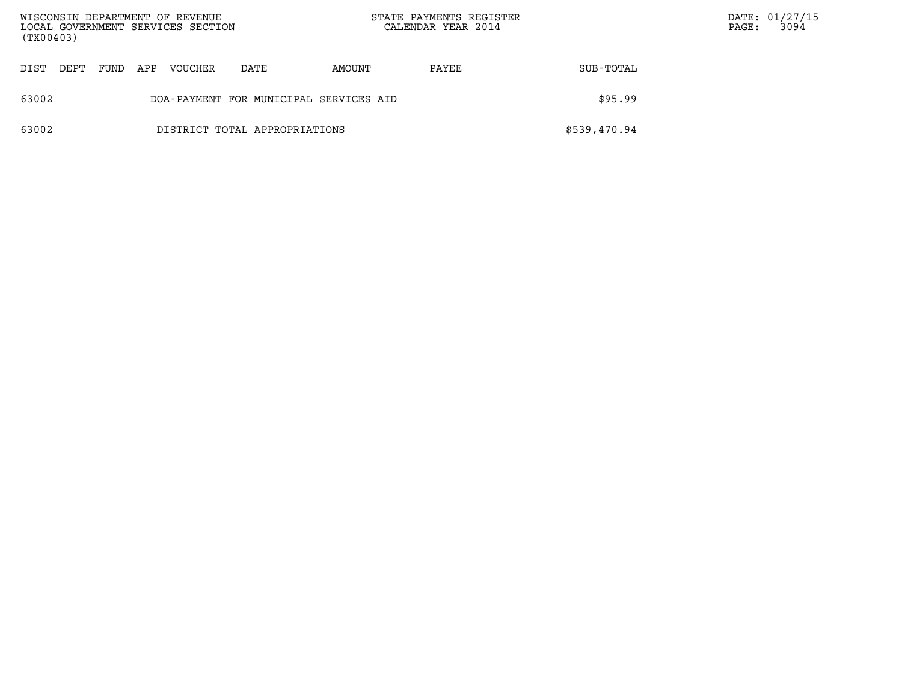| DIST | DEPT | FUND | APP | VOUCHER | DATE | AMOUNT | PAYEE | SUB-TOTAL |
|---|---|---|---|---|---|---|---|---|
| 63002 | | | | DOA-PAYMENT FOR MUNICIPAL SERVICES AID | | | | $95.99 |
| 63002 | | | | DISTRICT TOTAL APPROPRIATIONS | | | | $539,470.94 |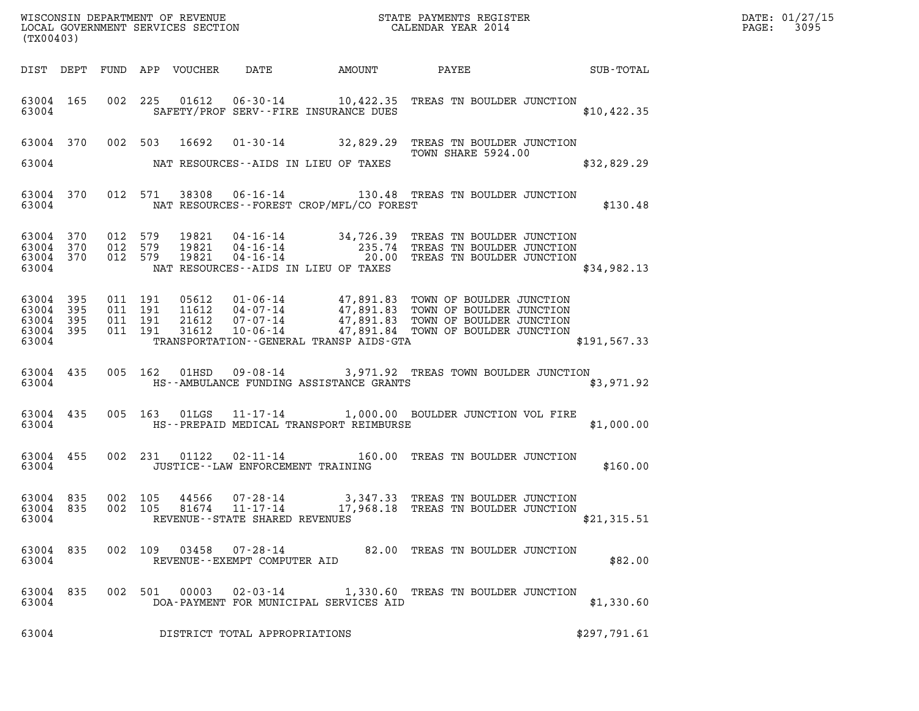WISCONSIN DEPARTMENT OF REVENUE
LOCAL GOVERNMENT SERVICES SECTION
(TX00403)

STATE PAYMENTS REGISTER
CALENDAR YEAR 2014

DATE: 01/27/15
PAGE: 3095

| DIST | DEPT | FUND | APP | VOUCHER | DATE | AMOUNT | PAYEE | SUB-TOTAL |
|---|---|---|---|---|---|---|---|---|
| 63004 | 165 | 002 | 225 | 01612 | 06-30-14 | 10,422.35 | TREAS TN BOULDER JUNCTION | |
| 63004 | | | | | SAFETY/PROF SERV--FIRE INSURANCE DUES | | | $10,422.35 |
| 63004 | 370 | 002 | 503 | 16692 | 01-30-14 | 32,829.29 | TREAS TN BOULDER JUNCTION TOWN SHARE 5924.00 | |
| 63004 | | | | | NAT RESOURCES--AIDS IN LIEU OF TAXES | | | $32,829.29 |
| 63004 | 370 | 012 | 571 | 38308 | 06-16-14 | 130.48 | TREAS TN BOULDER JUNCTION | |
| 63004 | | | | | NAT RESOURCES--FOREST CROP/MFL/CO FOREST | | | $130.48 |
| 63004 | 370 | 012 | 579 | 19821 | 04-16-14 | 34,726.39 | TREAS TN BOULDER JUNCTION | |
| 63004 | 370 | 012 | 579 | 19821 | 04-16-14 | 235.74 | TREAS TN BOULDER JUNCTION | |
| 63004 | 370 | 012 | 579 | 19821 | 04-16-14 | 20.00 | TREAS TN BOULDER JUNCTION | |
| 63004 | | | | | NAT RESOURCES--AIDS IN LIEU OF TAXES | | | $34,982.13 |
| 63004 | 395 | 011 | 191 | 05612 | 01-06-14 | 47,891.83 | TOWN OF BOULDER JUNCTION | |
| 63004 | 395 | 011 | 191 | 11612 | 04-07-14 | 47,891.83 | TOWN OF BOULDER JUNCTION | |
| 63004 | 395 | 011 | 191 | 21612 | 07-07-14 | 47,891.83 | TOWN OF BOULDER JUNCTION | |
| 63004 | 395 | 011 | 191 | 31612 | 10-06-14 | 47,891.84 | TOWN OF BOULDER JUNCTION | |
| 63004 | | | | | TRANSPORTATION--GENERAL TRANSP AIDS-GTA | | | $191,567.33 |
| 63004 | 435 | 005 | 162 | 01HSD | 09-08-14 | 3,971.92 | TREAS TOWN BOULDER JUNCTION | |
| 63004 | | | | | HS--AMBULANCE FUNDING ASSISTANCE GRANTS | | | $3,971.92 |
| 63004 | 435 | 005 | 163 | 01LGS | 11-17-14 | 1,000.00 | BOULDER JUNCTION VOL FIRE | |
| 63004 | | | | | HS--PREPAID MEDICAL TRANSPORT REIMBURSE | | | $1,000.00 |
| 63004 | 455 | 002 | 231 | 01122 | 02-11-14 | 160.00 | TREAS TN BOULDER JUNCTION | |
| 63004 | | | | | JUSTICE--LAW ENFORCEMENT TRAINING | | | $160.00 |
| 63004 | 835 | 002 | 105 | 44566 | 07-28-14 | 3,347.33 | TREAS TN BOULDER JUNCTION | |
| 63004 | 835 | 002 | 105 | 81674 | 11-17-14 | 17,968.18 | TREAS TN BOULDER JUNCTION | |
| 63004 | | | | | REVENUE--STATE SHARED REVENUES | | | $21,315.51 |
| 63004 | 835 | 002 | 109 | 03458 | 07-28-14 | 82.00 | TREAS TN BOULDER JUNCTION | |
| 63004 | | | | | REVENUE--EXEMPT COMPUTER AID | | | $82.00 |
| 63004 | 835 | 002 | 501 | 00003 | 02-03-14 | 1,330.60 | TREAS TN BOULDER JUNCTION | |
| 63004 | | | | | DOA-PAYMENT FOR MUNICIPAL SERVICES AID | | | $1,330.60 |
| 63004 | | | | | DISTRICT TOTAL APPROPRIATIONS | | | $297,791.61 |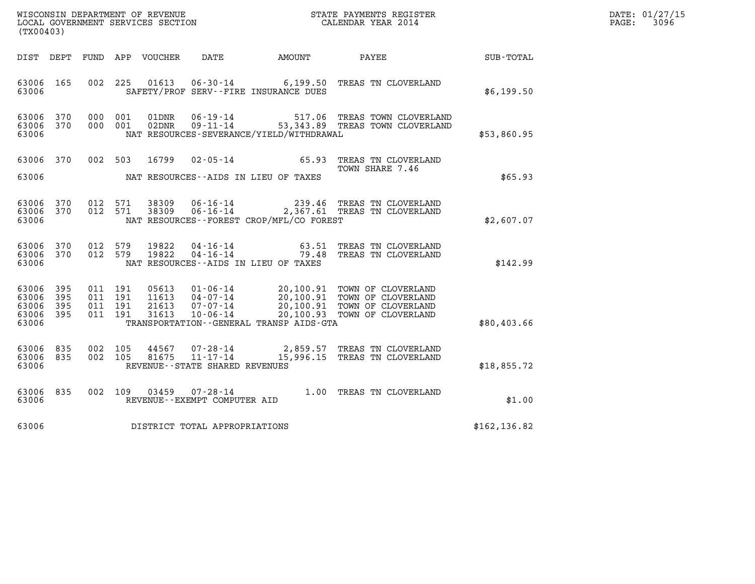WISCONSIN DEPARTMENT OF REVENUE
LOCAL GOVERNMENT SERVICES SECTION
(TX00403)

STATE PAYMENTS REGISTER
CALENDAR YEAR 2014

DATE: 01/27/15
PAGE: 3096

| DIST | DEPT | FUND | APP | VOUCHER | DATE | AMOUNT | PAYEE | SUB-TOTAL |
|---|---|---|---|---|---|---|---|---|
| 63006 | 165 | 002 | 225 | 01613 | 06-30-14 | 6,199.50 | TREAS TN CLOVERLAND | |
| 63006 | | | | | SAFETY/PROF SERV--FIRE INSURANCE DUES | | | $6,199.50 |
| 63006 | 370 | 000 | 001 | 01DNR | 06-19-14 | 517.06 | TREAS TOWN CLOVERLAND | |
| 63006 | 370 | 000 | 001 | 02DNR | 09-11-14 | 53,343.89 | TREAS TOWN CLOVERLAND | |
| 63006 | | | | | NAT RESOURCES-SEVERANCE/YIELD/WITHDRAWAL | | | $53,860.95 |
| 63006 | 370 | 002 | 503 | 16799 | 02-05-14 | 65.93 | TREAS TN CLOVERLAND TOWN SHARE 7.46 | |
| 63006 | | | | | NAT RESOURCES--AIDS IN LIEU OF TAXES | | | $65.93 |
| 63006 | 370 | 012 | 571 | 38309 | 06-16-14 | 239.46 | TREAS TN CLOVERLAND | |
| 63006 | 370 | 012 | 571 | 38309 | 06-16-14 | 2,367.61 | TREAS TN CLOVERLAND | |
| 63006 | | | | | NAT RESOURCES--FOREST CROP/MFL/CO FOREST | | | $2,607.07 |
| 63006 | 370 | 012 | 579 | 19822 | 04-16-14 | 63.51 | TREAS TN CLOVERLAND | |
| 63006 | 370 | 012 | 579 | 19822 | 04-16-14 | 79.48 | TREAS TN CLOVERLAND | |
| 63006 | | | | | NAT RESOURCES--AIDS IN LIEU OF TAXES | | | $142.99 |
| 63006 | 395 | 011 | 191 | 05613 | 01-06-14 | 20,100.91 | TOWN OF CLOVERLAND | |
| 63006 | 395 | 011 | 191 | 11613 | 04-07-14 | 20,100.91 | TOWN OF CLOVERLAND | |
| 63006 | 395 | 011 | 191 | 21613 | 07-07-14 | 20,100.91 | TOWN OF CLOVERLAND | |
| 63006 | 395 | 011 | 191 | 31613 | 10-06-14 | 20,100.93 | TOWN OF CLOVERLAND | |
| 63006 | | | | | TRANSPORTATION--GENERAL TRANSP AIDS-GTA | | | $80,403.66 |
| 63006 | 835 | 002 | 105 | 44567 | 07-28-14 | 2,859.57 | TREAS TN CLOVERLAND | |
| 63006 | 835 | 002 | 105 | 81675 | 11-17-14 | 15,996.15 | TREAS TN CLOVERLAND | |
| 63006 | | | | | REVENUE--STATE SHARED REVENUES | | | $18,855.72 |
| 63006 | 835 | 002 | 109 | 03459 | 07-28-14 | 1.00 | TREAS TN CLOVERLAND | |
| 63006 | | | | | REVENUE--EXEMPT COMPUTER AID | | | $1.00 |
| 63006 | | | | | DISTRICT TOTAL APPROPRIATIONS | | | $162,136.82 |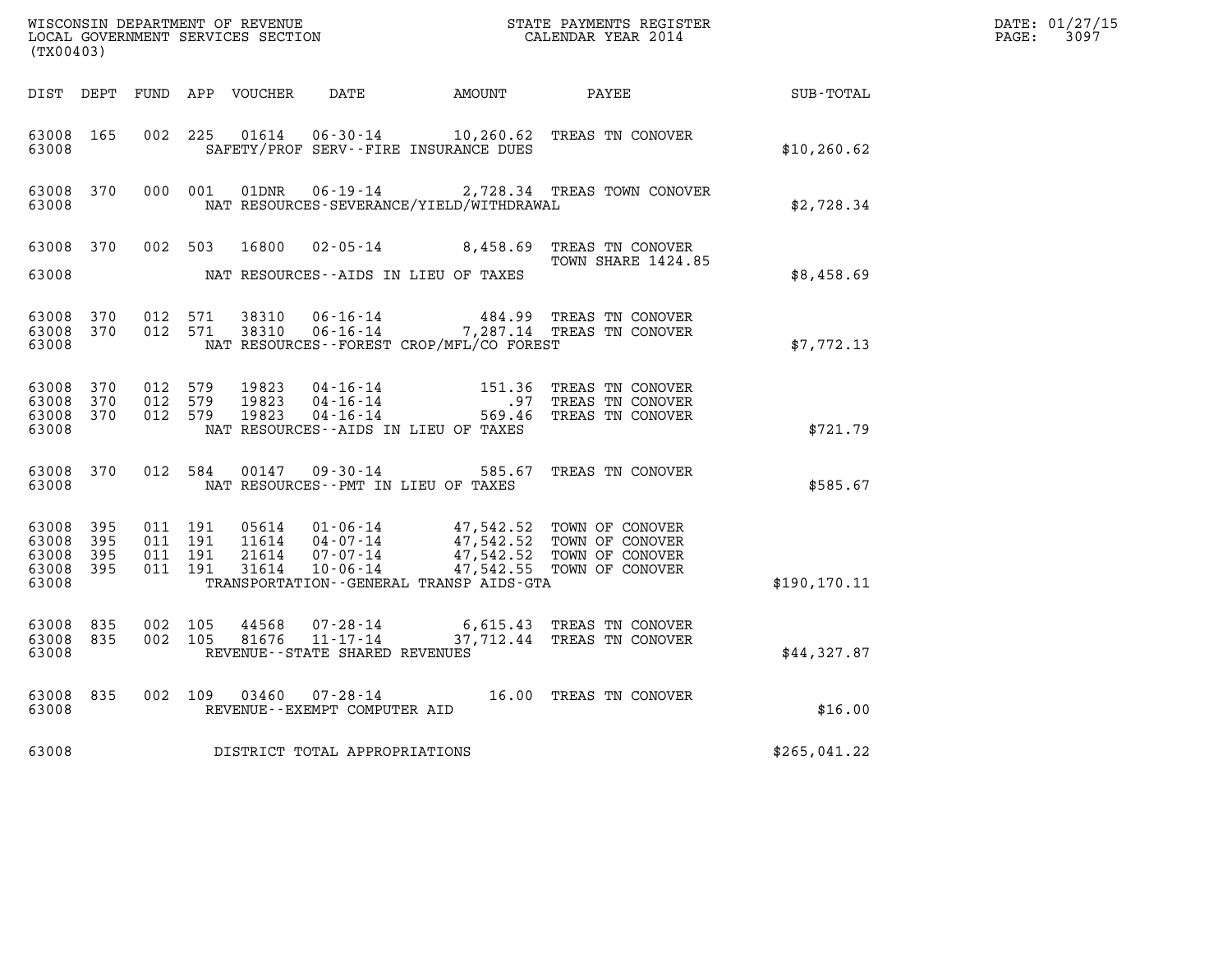WISCONSIN DEPARTMENT OF REVENUE
LOCAL GOVERNMENT SERVICES SECTION
(TX00403)

STATE PAYMENTS REGISTER
CALENDAR YEAR 2014

DATE: 01/27/15
PAGE: 3097

| DIST | DEPT | FUND | APP | VOUCHER | DATE | AMOUNT | PAYEE | SUB-TOTAL |
|---|---|---|---|---|---|---|---|---|
| 63008 | 165 | 002 | 225 | 01614 | 06-30-14 | 10,260.62 | TREAS TN CONOVER | |
| 63008 | | | | | SAFETY/PROF SERV--FIRE INSURANCE DUES | | | $10,260.62 |
| 63008 | 370 | 000 | 001 | 01DNR | 06-19-14 | 2,728.34 | TREAS TOWN CONOVER | |
| 63008 | | | | | NAT RESOURCES-SEVERANCE/YIELD/WITHDRAWAL | | | $2,728.34 |
| 63008 | 370 | 002 | 503 | 16800 | 02-05-14 | 8,458.69 | TREAS TN CONOVER TOWN SHARE 1424.85 | |
| 63008 | | | | | NAT RESOURCES--AIDS IN LIEU OF TAXES | | | $8,458.69 |
| 63008 | 370 | 012 | 571 | 38310 | 06-16-14 | 484.99 | TREAS TN CONOVER | |
| 63008 | 370 | 012 | 571 | 38310 | 06-16-14 | 7,287.14 | TREAS TN CONOVER | |
| 63008 | | | | | NAT RESOURCES--FOREST CROP/MFL/CO FOREST | | | $7,772.13 |
| 63008 | 370 | 012 | 579 | 19823 | 04-16-14 | 151.36 | TREAS TN CONOVER | |
| 63008 | 370 | 012 | 579 | 19823 | 04-16-14 | .97 | TREAS TN CONOVER | |
| 63008 | 370 | 012 | 579 | 19823 | 04-16-14 | 569.46 | TREAS TN CONOVER | |
| 63008 | | | | | NAT RESOURCES--AIDS IN LIEU OF TAXES | | | $721.79 |
| 63008 | 370 | 012 | 584 | 00147 | 09-30-14 | 585.67 | TREAS TN CONOVER | |
| 63008 | | | | | NAT RESOURCES--PMT IN LIEU OF TAXES | | | $585.67 |
| 63008 | 395 | 011 | 191 | 05614 | 01-06-14 | 47,542.52 | TOWN OF CONOVER | |
| 63008 | 395 | 011 | 191 | 11614 | 04-07-14 | 47,542.52 | TOWN OF CONOVER | |
| 63008 | 395 | 011 | 191 | 21614 | 07-07-14 | 47,542.52 | TOWN OF CONOVER | |
| 63008 | 395 | 011 | 191 | 31614 | 10-06-14 | 47,542.55 | TOWN OF CONOVER | |
| 63008 | | | | | TRANSPORTATION--GENERAL TRANSP AIDS-GTA | | | $190,170.11 |
| 63008 | 835 | 002 | 105 | 44568 | 07-28-14 | 6,615.43 | TREAS TN CONOVER | |
| 63008 | 835 | 002 | 105 | 81676 | 11-17-14 | 37,712.44 | TREAS TN CONOVER | |
| 63008 | | | | | REVENUE--STATE SHARED REVENUES | | | $44,327.87 |
| 63008 | 835 | 002 | 109 | 03460 | 07-28-14 | 16.00 | TREAS TN CONOVER | |
| 63008 | | | | | REVENUE--EXEMPT COMPUTER AID | | | $16.00 |
| 63008 | | | | | DISTRICT TOTAL APPROPRIATIONS | | | $265,041.22 |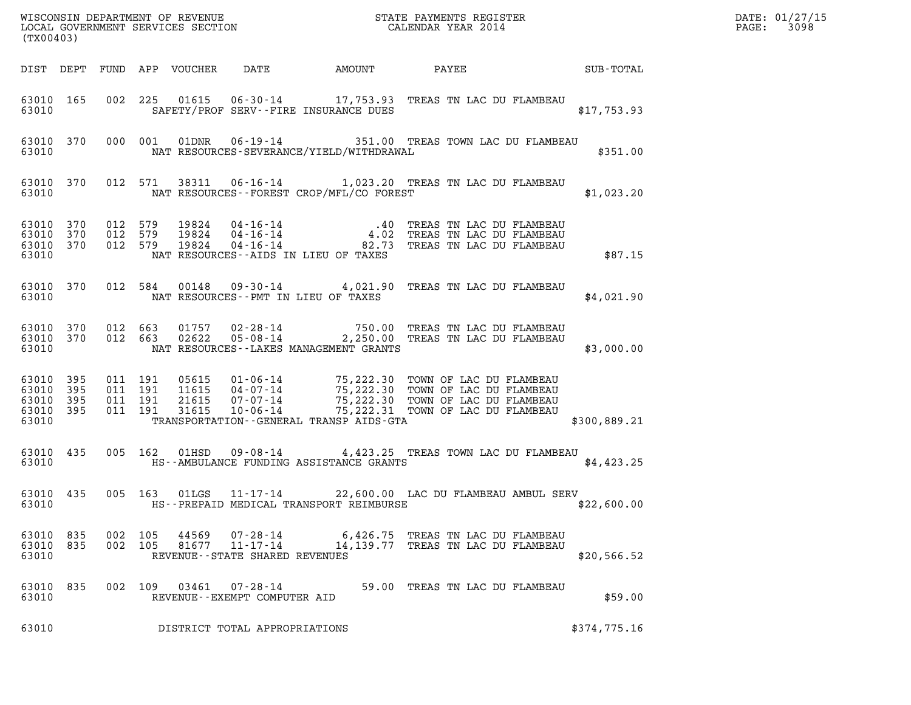WISCONSIN DEPARTMENT OF REVENUE
LOCAL GOVERNMENT SERVICES SECTION
(TX00403)

STATE PAYMENTS REGISTER
CALENDAR YEAR 2014

DATE: 01/27/15
PAGE: 3098

| DIST | DEPT | FUND | APP | VOUCHER | DATE | AMOUNT | PAYEE | SUB-TOTAL |
|---|---|---|---|---|---|---|---|---|
| 63010 | 165 | 002 | 225 | 01615 | 06-30-14 | 17,753.93 | TREAS TN LAC DU FLAMBEAU | |
| 63010 | | | | | SAFETY/PROF SERV--FIRE INSURANCE DUES | | | $17,753.93 |
| 63010 | 370 | 000 | 001 | 01DNR | 06-19-14 | 351.00 | TREAS TOWN LAC DU FLAMBEAU | |
| 63010 | | | | | NAT RESOURCES-SEVERANCE/YIELD/WITHDRAWAL | | | $351.00 |
| 63010 | 370 | 012 | 571 | 38311 | 06-16-14 | 1,023.20 | TREAS TN LAC DU FLAMBEAU | |
| 63010 | | | | | NAT RESOURCES--FOREST CROP/MFL/CO FOREST | | | $1,023.20 |
| 63010 | 370 | 012 | 579 | 19824 | 04-16-14 | .40 | TREAS TN LAC DU FLAMBEAU | |
| 63010 | 370 | 012 | 579 | 19824 | 04-16-14 | 4.02 | TREAS TN LAC DU FLAMBEAU | |
| 63010 | 370 | 012 | 579 | 19824 | 04-16-14 | 82.73 | TREAS TN LAC DU FLAMBEAU | |
| 63010 | | | | | NAT RESOURCES--AIDS IN LIEU OF TAXES | | | $87.15 |
| 63010 | 370 | 012 | 584 | 00148 | 09-30-14 | 4,021.90 | TREAS TN LAC DU FLAMBEAU | |
| 63010 | | | | | NAT RESOURCES--PMT IN LIEU OF TAXES | | | $4,021.90 |
| 63010 | 370 | 012 | 663 | 01757 | 02-28-14 | 750.00 | TREAS TN LAC DU FLAMBEAU | |
| 63010 | 370 | 012 | 663 | 02622 | 05-08-14 | 2,250.00 | TREAS TN LAC DU FLAMBEAU | |
| 63010 | | | | | NAT RESOURCES--LAKES MANAGEMENT GRANTS | | | $3,000.00 |
| 63010 | 395 | 011 | 191 | 05615 | 01-06-14 | 75,222.30 | TOWN OF LAC DU FLAMBEAU | |
| 63010 | 395 | 011 | 191 | 11615 | 04-07-14 | 75,222.30 | TOWN OF LAC DU FLAMBEAU | |
| 63010 | 395 | 011 | 191 | 21615 | 07-07-14 | 75,222.30 | TOWN OF LAC DU FLAMBEAU | |
| 63010 | 395 | 011 | 191 | 31615 | 10-06-14 | 75,222.31 | TOWN OF LAC DU FLAMBEAU | |
| 63010 | | | | | TRANSPORTATION--GENERAL TRANSP AIDS-GTA | | | $300,889.21 |
| 63010 | 435 | 005 | 162 | 01HSD | 09-08-14 | 4,423.25 | TREAS TOWN LAC DU FLAMBEAU | |
| 63010 | | | | | HS--AMBULANCE FUNDING ASSISTANCE GRANTS | | | $4,423.25 |
| 63010 | 435 | 005 | 163 | 01LGS | 11-17-14 | 22,600.00 | LAC DU FLAMBEAU AMBUL SERV | |
| 63010 | | | | | HS--PREPAID MEDICAL TRANSPORT REIMBURSE | | | $22,600.00 |
| 63010 | 835 | 002 | 105 | 44569 | 07-28-14 | 6,426.75 | TREAS TN LAC DU FLAMBEAU | |
| 63010 | 835 | 002 | 105 | 81677 | 11-17-14 | 14,139.77 | TREAS TN LAC DU FLAMBEAU | |
| 63010 | | | | | REVENUE--STATE SHARED REVENUES | | | $20,566.52 |
| 63010 | 835 | 002 | 109 | 03461 | 07-28-14 | 59.00 | TREAS TN LAC DU FLAMBEAU | |
| 63010 | | | | | REVENUE--EXEMPT COMPUTER AID | | | $59.00 |
| 63010 | | | | | DISTRICT TOTAL APPROPRIATIONS | | | $374,775.16 |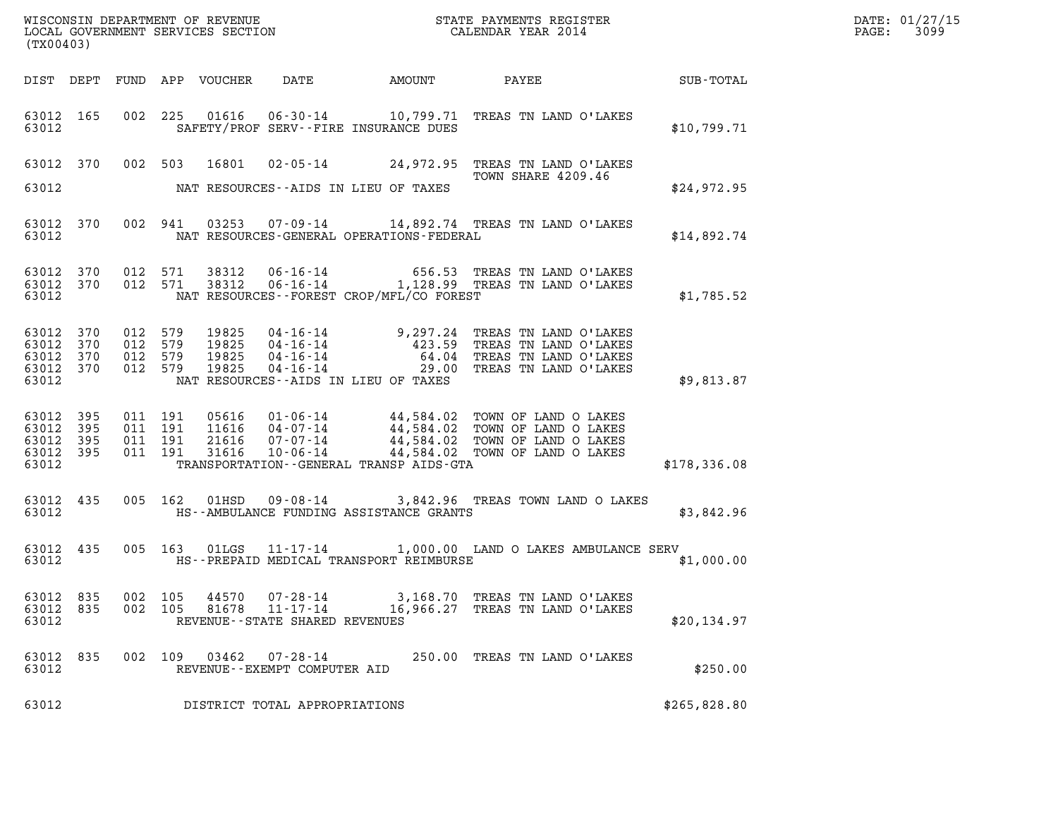WISCONSIN DEPARTMENT OF REVENUE
LOCAL GOVERNMENT SERVICES SECTION
(TX00403)

STATE PAYMENTS REGISTER
CALENDAR YEAR 2014

DATE: 01/27/15
PAGE: 3099

| DIST | DEPT | FUND | APP | VOUCHER | DATE | AMOUNT | PAYEE | SUB-TOTAL |
|---|---|---|---|---|---|---|---|---|
| 63012 | 165 | 002 | 225 | 01616 | 06-30-14 | 10,799.71 | TREAS TN LAND O'LAKES | |
| 63012 | | | | | SAFETY/PROF SERV--FIRE INSURANCE DUES | | | $10,799.71 |
| 63012 | 370 | 002 | 503 | 16801 | 02-05-14 | 24,972.95 | TREAS TN LAND O'LAKES TOWN SHARE 4209.46 | |
| 63012 | | | | | NAT RESOURCES--AIDS IN LIEU OF TAXES | | | $24,972.95 |
| 63012 | 370 | 002 | 941 | 03253 | 07-09-14 | 14,892.74 | TREAS TN LAND O'LAKES | |
| 63012 | | | | | NAT RESOURCES-GENERAL OPERATIONS-FEDERAL | | | $14,892.74 |
| 63012 | 370 | 012 | 571 | 38312 | 06-16-14 | 656.53 | TREAS TN LAND O'LAKES | |
| 63012 | 370 | 012 | 571 | 38312 | 06-16-14 | 1,128.99 | TREAS TN LAND O'LAKES | |
| 63012 | | | | | NAT RESOURCES--FOREST CROP/MFL/CO FOREST | | | $1,785.52 |
| 63012 | 370 | 012 | 579 | 19825 | 04-16-14 | 9,297.24 | TREAS TN LAND O'LAKES | |
| 63012 | 370 | 012 | 579 | 19825 | 04-16-14 | 423.59 | TREAS TN LAND O'LAKES | |
| 63012 | 370 | 012 | 579 | 19825 | 04-16-14 | 64.04 | TREAS TN LAND O'LAKES | |
| 63012 | 370 | 012 | 579 | 19825 | 04-16-14 | 29.00 | TREAS TN LAND O'LAKES | |
| 63012 | | | | | NAT RESOURCES--AIDS IN LIEU OF TAXES | | | $9,813.87 |
| 63012 | 395 | 011 | 191 | 05616 | 01-06-14 | 44,584.02 | TOWN OF LAND O LAKES | |
| 63012 | 395 | 011 | 191 | 11616 | 04-07-14 | 44,584.02 | TOWN OF LAND O LAKES | |
| 63012 | 395 | 011 | 191 | 21616 | 07-07-14 | 44,584.02 | TOWN OF LAND O LAKES | |
| 63012 | 395 | 011 | 191 | 31616 | 10-06-14 | 44,584.02 | TOWN OF LAND O LAKES | |
| 63012 | | | | | TRANSPORTATION--GENERAL TRANSP AIDS-GTA | | | $178,336.08 |
| 63012 | 435 | 005 | 162 | 01HSD | 09-08-14 | 3,842.96 | TREAS TOWN LAND O LAKES | |
| 63012 | | | | | HS--AMBULANCE FUNDING ASSISTANCE GRANTS | | | $3,842.96 |
| 63012 | 435 | 005 | 163 | 01LGS | 11-17-14 | 1,000.00 | LAND O LAKES AMBULANCE SERV | |
| 63012 | | | | | HS--PREPAID MEDICAL TRANSPORT REIMBURSE | | | $1,000.00 |
| 63012 | 835 | 002 | 105 | 44570 | 07-28-14 | 3,168.70 | TREAS TN LAND O'LAKES | |
| 63012 | 835 | 002 | 105 | 81678 | 11-17-14 | 16,966.27 | TREAS TN LAND O'LAKES | |
| 63012 | | | | | REVENUE--STATE SHARED REVENUES | | | $20,134.97 |
| 63012 | 835 | 002 | 109 | 03462 | 07-28-14 | 250.00 | TREAS TN LAND O'LAKES | |
| 63012 | | | | | REVENUE--EXEMPT COMPUTER AID | | | $250.00 |
| 63012 | | | | | DISTRICT TOTAL APPROPRIATIONS | | | $265,828.80 |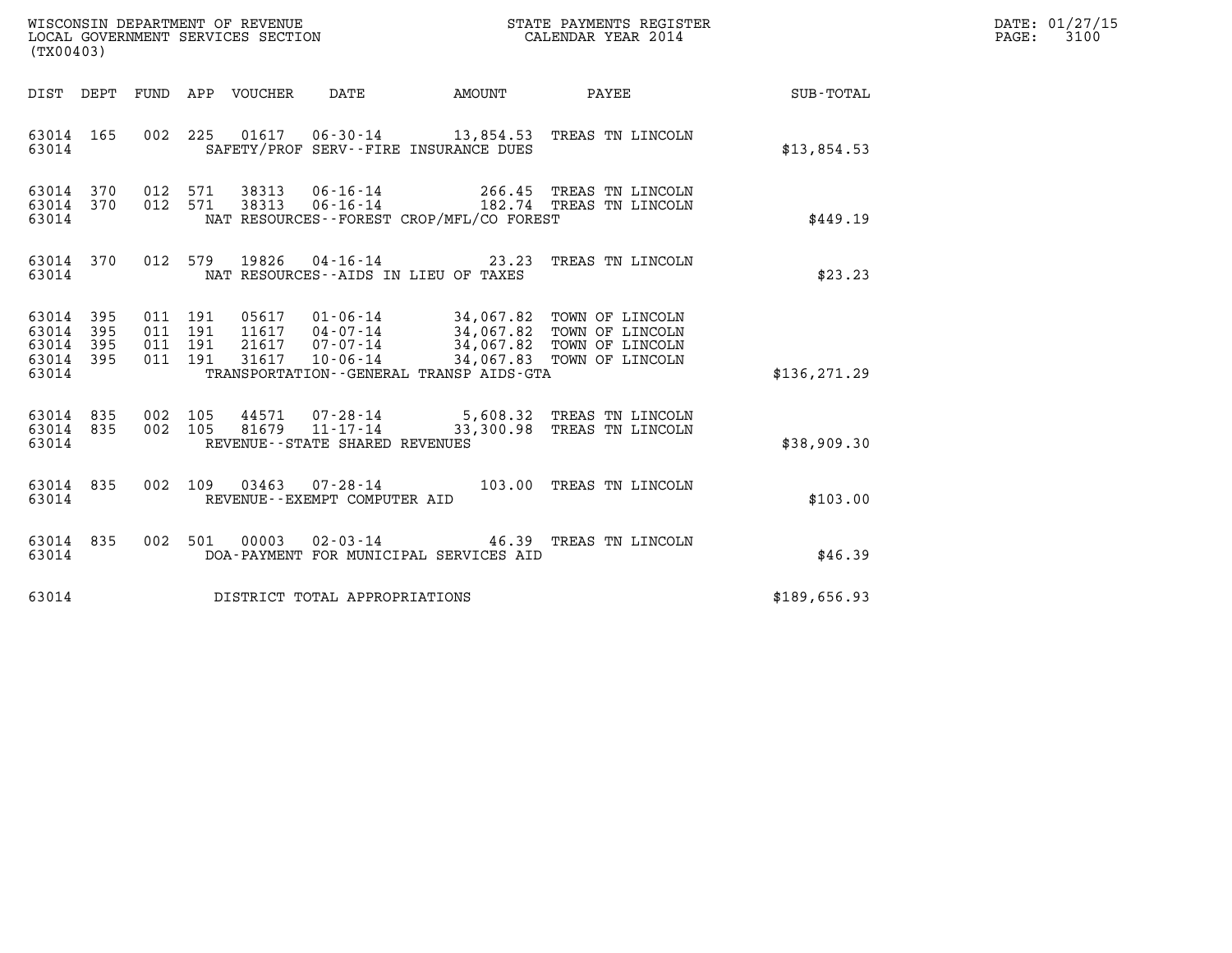WISCONSIN DEPARTMENT OF REVENUE
LOCAL GOVERNMENT SERVICES SECTION
(TX00403)

STATE PAYMENTS REGISTER
CALENDAR YEAR 2014

DATE: 01/27/15
PAGE: 3100

| DIST | DEPT | FUND | APP | VOUCHER | DATE | AMOUNT | PAYEE | SUB-TOTAL |
|---|---|---|---|---|---|---|---|---|
| 63014 | 165 | 002 | 225 | 01617 | 06-30-14 | 13,854.53 | TREAS TN LINCOLN | |
| 63014 | | | | | SAFETY/PROF SERV--FIRE INSURANCE DUES | | | $13,854.53 |
| 63014 | 370 | 012 | 571 | 38313 | 06-16-14 | 266.45 | TREAS TN LINCOLN | |
| 63014 | 370 | 012 | 571 | 38313 | 06-16-14 | 182.74 | TREAS TN LINCOLN | |
| 63014 | | | | | NAT RESOURCES--FOREST CROP/MFL/CO FOREST | | | $449.19 |
| 63014 | 370 | 012 | 579 | 19826 | 04-16-14 | 23.23 | TREAS TN LINCOLN | |
| 63014 | | | | | NAT RESOURCES--AIDS IN LIEU OF TAXES | | | $23.23 |
| 63014 | 395 | 011 | 191 | 05617 | 01-06-14 | 34,067.82 | TOWN OF LINCOLN | |
| 63014 | 395 | 011 | 191 | 11617 | 04-07-14 | 34,067.82 | TOWN OF LINCOLN | |
| 63014 | 395 | 011 | 191 | 21617 | 07-07-14 | 34,067.82 | TOWN OF LINCOLN | |
| 63014 | 395 | 011 | 191 | 31617 | 10-06-14 | 34,067.83 | TOWN OF LINCOLN | |
| 63014 | | | | | TRANSPORTATION--GENERAL TRANSP AIDS-GTA | | | $136,271.29 |
| 63014 | 835 | 002 | 105 | 44571 | 07-28-14 | 5,608.32 | TREAS TN LINCOLN | |
| 63014 | 835 | 002 | 105 | 81679 | 11-17-14 | 33,300.98 | TREAS TN LINCOLN | |
| 63014 | | | | | REVENUE--STATE SHARED REVENUES | | | $38,909.30 |
| 63014 | 835 | 002 | 109 | 03463 | 07-28-14 | 103.00 | TREAS TN LINCOLN | |
| 63014 | | | | | REVENUE--EXEMPT COMPUTER AID | | | $103.00 |
| 63014 | 835 | 002 | 501 | 00003 | 02-03-14 | 46.39 | TREAS TN LINCOLN | |
| 63014 | | | | | DOA-PAYMENT FOR MUNICIPAL SERVICES AID | | | $46.39 |
| 63014 | | | | | DISTRICT TOTAL APPROPRIATIONS | | | $189,656.93 |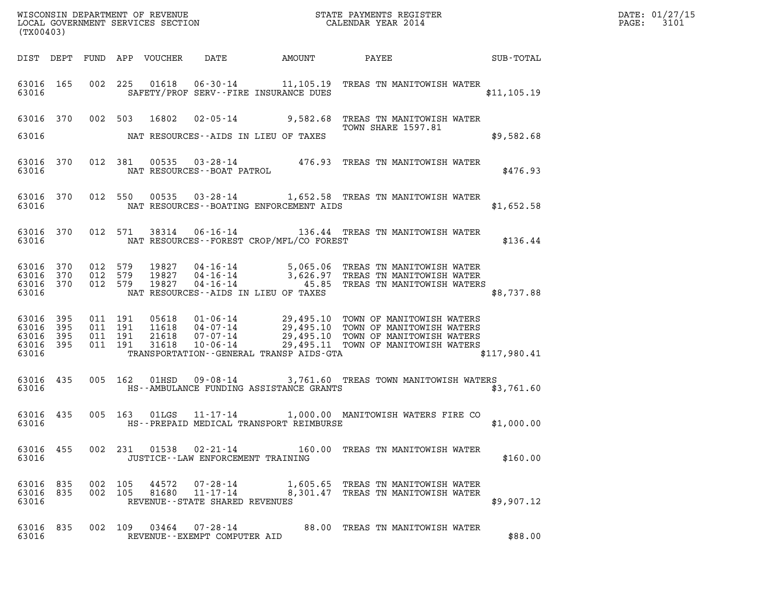WISCONSIN DEPARTMENT OF REVENUE
LOCAL GOVERNMENT SERVICES SECTION
(TX00403)

STATE PAYMENTS REGISTER
CALENDAR YEAR 2014

DATE: 01/27/15

| DIST | DEPT | FUND | APP | VOUCHER | DATE | AMOUNT | PAYEE | SUB-TOTAL |
|---|---|---|---|---|---|---|---|---|
| 63016 | 165 | 002 | 225 | 01618 | 06-30-14 | 11,105.19 | TREAS TN MANITOWISH WATER | |
| 63016 | | | | | SAFETY/PROF SERV--FIRE INSURANCE DUES | | | $11,105.19 |
| 63016 | 370 | 002 | 503 | 16802 | 02-05-14 | 9,582.68 | TREAS TN MANITOWISH WATER TOWN SHARE 1597.81 | |
| 63016 | | | | | NAT RESOURCES--AIDS IN LIEU OF TAXES | | | $9,582.68 |
| 63016 | 370 | 012 | 381 | 00535 | 03-28-14 | 476.93 | TREAS TN MANITOWISH WATER | |
| 63016 | | | | | NAT RESOURCES--BOAT PATROL | | | $476.93 |
| 63016 | 370 | 012 | 550 | 00535 | 03-28-14 | 1,652.58 | TREAS TN MANITOWISH WATER | |
| 63016 | | | | | NAT RESOURCES--BOATING ENFORCEMENT AIDS | | | $1,652.58 |
| 63016 | 370 | 012 | 571 | 38314 | 06-16-14 | 136.44 | TREAS TN MANITOWISH WATER | |
| 63016 | | | | | NAT RESOURCES--FOREST CROP/MFL/CO FOREST | | | $136.44 |
| 63016 | 370 | 012 | 579 | 19827 | 04-16-14 | 5,065.06 | TREAS TN MANITOWISH WATER | |
| 63016 | 370 | 012 | 579 | 19827 | 04-16-14 | 3,626.97 | TREAS TN MANITOWISH WATER | |
| 63016 | 370 | 012 | 579 | 19827 | 04-16-14 | 45.85 | TREAS TN MANITOWISH WATERS | |
| 63016 | | | | | NAT RESOURCES--AIDS IN LIEU OF TAXES | | | $8,737.88 |
| 63016 | 395 | 011 | 191 | 05618 | 01-06-14 | 29,495.10 | TOWN OF MANITOWISH WATERS | |
| 63016 | 395 | 011 | 191 | 11618 | 04-07-14 | 29,495.10 | TOWN OF MANITOWISH WATERS | |
| 63016 | 395 | 011 | 191 | 21618 | 07-07-14 | 29,495.10 | TOWN OF MANITOWISH WATERS | |
| 63016 | 395 | 011 | 191 | 31618 | 10-06-14 | 29,495.11 | TOWN OF MANITOWISH WATERS | |
| 63016 | | | | | TRANSPORTATION--GENERAL TRANSP AIDS-GTA | | | $117,980.41 |
| 63016 | 435 | 005 | 162 | 01HSD | 09-08-14 | 3,761.60 | TREAS TOWN MANITOWISH WATERS | |
| 63016 | | | | | HS--AMBULANCE FUNDING ASSISTANCE GRANTS | | | $3,761.60 |
| 63016 | 435 | 005 | 163 | 01LGS | 11-17-14 | 1,000.00 | MANITOWISH WATERS FIRE CO | |
| 63016 | | | | | HS--PREPAID MEDICAL TRANSPORT REIMBURSE | | | $1,000.00 |
| 63016 | 455 | 002 | 231 | 01538 | 02-21-14 | 160.00 | TREAS TN MANITOWISH WATER | |
| 63016 | | | | | JUSTICE--LAW ENFORCEMENT TRAINING | | | $160.00 |
| 63016 | 835 | 002 | 105 | 44572 | 07-28-14 | 1,605.65 | TREAS TN MANITOWISH WATER | |
| 63016 | 835 | 002 | 105 | 81680 | 11-17-14 | 8,301.47 | TREAS TN MANITOWISH WATER | |
| 63016 | | | | | REVENUE--STATE SHARED REVENUES | | | $9,907.12 |
| 63016 | 835 | 002 | 109 | 03464 | 07-28-14 | 88.00 | TREAS TN MANITOWISH WATER | |
| 63016 | | | | | REVENUE--EXEMPT COMPUTER AID | | | $88.00 |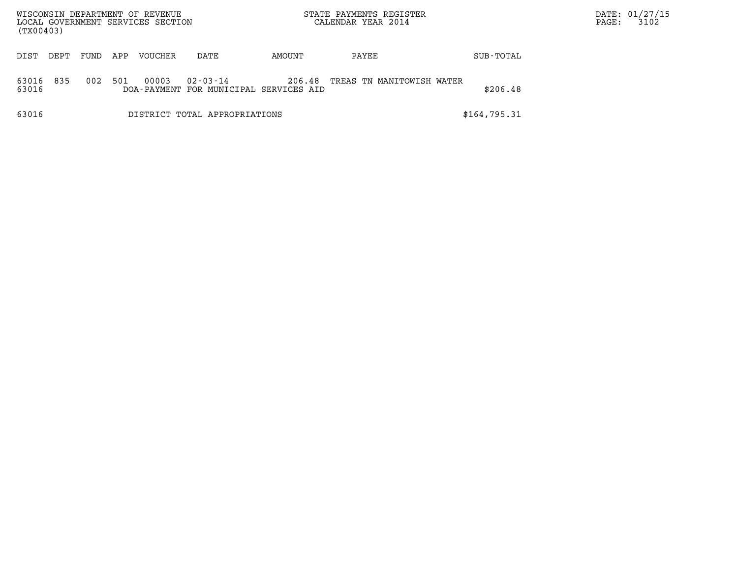WISCONSIN DEPARTMENT OF REVENUE
LOCAL GOVERNMENT SERVICES SECTION
(TX00403)

STATE PAYMENTS REGISTER
CALENDAR YEAR 2014

DATE: 01/27/15

| DIST | DEPT | FUND | APP | VOUCHER | DATE | AMOUNT | PAYEE | SUB-TOTAL |
|---|---|---|---|---|---|---|---|---|
| 63016 | 835 | 002 | 501 | 00003 | 02-03-14 | 206.48 | TREAS TN MANITOWISH WATER | |
| 63016 | | | | DOA-PAYMENT FOR MUNICIPAL SERVICES AID | | | | $206.48 |
| 63016 | | | | DISTRICT TOTAL APPROPRIATIONS | | | | $164,795.31 |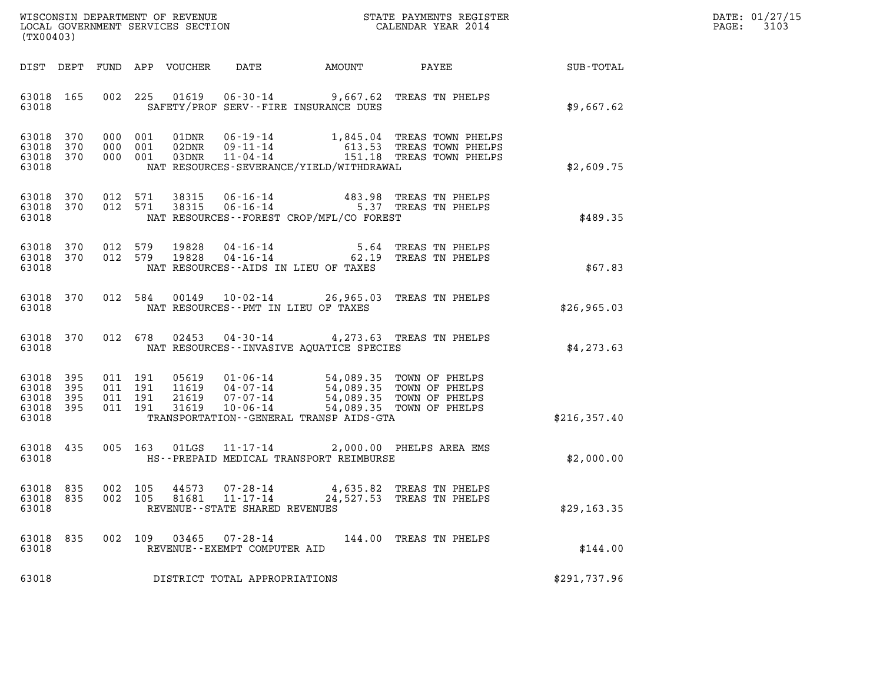WISCONSIN DEPARTMENT OF REVENUE
LOCAL GOVERNMENT SERVICES SECTION
(TX00403)

STATE PAYMENTS REGISTER
CALENDAR YEAR 2014

DATE: 01/27/15
PAGE: 3103

| DIST | DEPT | FUND | APP | VOUCHER | DATE | AMOUNT | PAYEE | SUB-TOTAL |
|---|---|---|---|---|---|---|---|---|
| 63018 | 165 | 002 | 225 | 01619 | 06-30-14 | 9,667.62 | TREAS TN PHELPS | |
| 63018 | | | | | SAFETY/PROF SERV--FIRE INSURANCE DUES | | | $9,667.62 |
| 63018 | 370 | 000 | 001 | 01DNR | 06-19-14 | 1,845.04 | TREAS TOWN PHELPS | |
| 63018 | 370 | 000 | 001 | 02DNR | 09-11-14 | 613.53 | TREAS TOWN PHELPS | |
| 63018 | 370 | 000 | 001 | 03DNR | 11-04-14 | 151.18 | TREAS TOWN PHELPS | |
| 63018 | | | | | NAT RESOURCES-SEVERANCE/YIELD/WITHDRAWAL | | | $2,609.75 |
| 63018 | 370 | 012 | 571 | 38315 | 06-16-14 | 483.98 | TREAS TN PHELPS | |
| 63018 | 370 | 012 | 571 | 38315 | 06-16-14 | 5.37 | TREAS TN PHELPS | |
| 63018 | | | | | NAT RESOURCES--FOREST CROP/MFL/CO FOREST | | | $489.35 |
| 63018 | 370 | 012 | 579 | 19828 | 04-16-14 | 5.64 | TREAS TN PHELPS | |
| 63018 | 370 | 012 | 579 | 19828 | 04-16-14 | 62.19 | TREAS TN PHELPS | |
| 63018 | | | | | NAT RESOURCES--AIDS IN LIEU OF TAXES | | | $67.83 |
| 63018 | 370 | 012 | 584 | 00149 | 10-02-14 | 26,965.03 | TREAS TN PHELPS | |
| 63018 | | | | | NAT RESOURCES--PMT IN LIEU OF TAXES | | | $26,965.03 |
| 63018 | 370 | 012 | 678 | 02453 | 04-30-14 | 4,273.63 | TREAS TN PHELPS | |
| 63018 | | | | | NAT RESOURCES--INVASIVE AQUATICE SPECIES | | | $4,273.63 |
| 63018 | 395 | 011 | 191 | 05619 | 01-06-14 | 54,089.35 | TOWN OF PHELPS | |
| 63018 | 395 | 011 | 191 | 11619 | 04-07-14 | 54,089.35 | TOWN OF PHELPS | |
| 63018 | 395 | 011 | 191 | 21619 | 07-07-14 | 54,089.35 | TOWN OF PHELPS | |
| 63018 | 395 | 011 | 191 | 31619 | 10-06-14 | 54,089.35 | TOWN OF PHELPS | |
| 63018 | | | | | TRANSPORTATION--GENERAL TRANSP AIDS-GTA | | | $216,357.40 |
| 63018 | 435 | 005 | 163 | 01LGS | 11-17-14 | 2,000.00 | PHELPS AREA EMS | |
| 63018 | | | | | HS--PREPAID MEDICAL TRANSPORT REIMBURSE | | | $2,000.00 |
| 63018 | 835 | 002 | 105 | 44573 | 07-28-14 | 4,635.82 | TREAS TN PHELPS | |
| 63018 | 835 | 002 | 105 | 81681 | 11-17-14 | 24,527.53 | TREAS TN PHELPS | |
| 63018 | | | | | REVENUE--STATE SHARED REVENUES | | | $29,163.35 |
| 63018 | 835 | 002 | 109 | 03465 | 07-28-14 | 144.00 | TREAS TN PHELPS | |
| 63018 | | | | | REVENUE--EXEMPT COMPUTER AID | | | $144.00 |
| 63018 | | | | | DISTRICT TOTAL APPROPRIATIONS | | | $291,737.96 |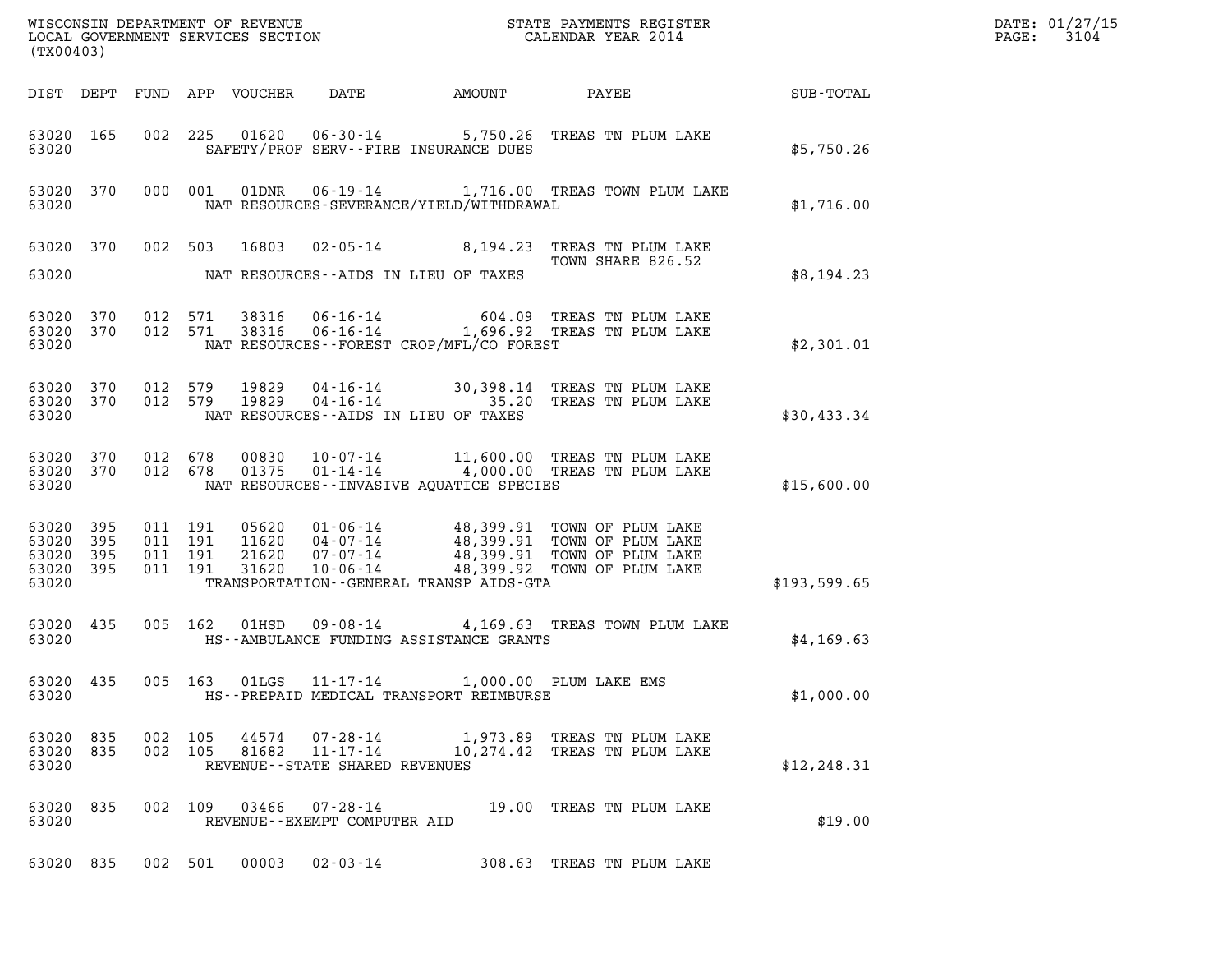WISCONSIN DEPARTMENT OF REVENUE
LOCAL GOVERNMENT SERVICES SECTION
(TX00403)

STATE PAYMENTS REGISTER
CALENDAR YEAR 2014

DATE: 01/27/15
PAGE: 3104

| DIST | DEPT | FUND | APP | VOUCHER | DATE | AMOUNT | PAYEE | SUB-TOTAL |
|---|---|---|---|---|---|---|---|---|
| 63020 | 165 | 002 | 225 | 01620 | 06-30-14 | 5,750.26 | TREAS TN PLUM LAKE | |
| 63020 | | | | | SAFETY/PROF SERV--FIRE INSURANCE DUES | | | $5,750.26 |
| 63020 | 370 | 000 | 001 | 01DNR | 06-19-14 | 1,716.00 | TREAS TOWN PLUM LAKE | |
| 63020 | | | | | NAT RESOURCES-SEVERANCE/YIELD/WITHDRAWAL | | | $1,716.00 |
| 63020 | 370 | 002 | 503 | 16803 | 02-05-14 | 8,194.23 | TREAS TN PLUM LAKE TOWN SHARE 826.52 | |
| 63020 | | | | | NAT RESOURCES--AIDS IN LIEU OF TAXES | | | $8,194.23 |
| 63020 | 370 | 012 | 571 | 38316 | 06-16-14 | 604.09 | TREAS TN PLUM LAKE | |
| 63020 | 370 | 012 | 571 | 38316 | 06-16-14 | 1,696.92 | TREAS TN PLUM LAKE | |
| 63020 | | | | | NAT RESOURCES--FOREST CROP/MFL/CO FOREST | | | $2,301.01 |
| 63020 | 370 | 012 | 579 | 19829 | 04-16-14 | 30,398.14 | TREAS TN PLUM LAKE | |
| 63020 | 370 | 012 | 579 | 19829 | 04-16-14 | 35.20 | TREAS TN PLUM LAKE | |
| 63020 | | | | | NAT RESOURCES--AIDS IN LIEU OF TAXES | | | $30,433.34 |
| 63020 | 370 | 012 | 678 | 00830 | 10-07-14 | 11,600.00 | TREAS TN PLUM LAKE | |
| 63020 | 370 | 012 | 678 | 01375 | 01-14-14 | 4,000.00 | TREAS TN PLUM LAKE | |
| 63020 | | | | | NAT RESOURCES--INVASIVE AQUATICE SPECIES | | | $15,600.00 |
| 63020 | 395 | 011 | 191 | 05620 | 01-06-14 | 48,399.91 | TOWN OF PLUM LAKE | |
| 63020 | 395 | 011 | 191 | 11620 | 04-07-14 | 48,399.91 | TOWN OF PLUM LAKE | |
| 63020 | 395 | 011 | 191 | 21620 | 07-07-14 | 48,399.91 | TOWN OF PLUM LAKE | |
| 63020 | 395 | 011 | 191 | 31620 | 10-06-14 | 48,399.92 | TOWN OF PLUM LAKE | |
| 63020 | | | | | TRANSPORTATION--GENERAL TRANSP AIDS-GTA | | | $193,599.65 |
| 63020 | 435 | 005 | 162 | 01HSD | 09-08-14 | 4,169.63 | TREAS TOWN PLUM LAKE | |
| 63020 | | | | | HS--AMBULANCE FUNDING ASSISTANCE GRANTS | | | $4,169.63 |
| 63020 | 435 | 005 | 163 | 01LGS | 11-17-14 | 1,000.00 | PLUM LAKE EMS | |
| 63020 | | | | | HS--PREPAID MEDICAL TRANSPORT REIMBURSE | | | $1,000.00 |
| 63020 | 835 | 002 | 105 | 44574 | 07-28-14 | 1,973.89 | TREAS TN PLUM LAKE | |
| 63020 | 835 | 002 | 105 | 81682 | 11-17-14 | 10,274.42 | TREAS TN PLUM LAKE | |
| 63020 | | | | | REVENUE--STATE SHARED REVENUES | | | $12,248.31 |
| 63020 | 835 | 002 | 109 | 03466 | 07-28-14 | 19.00 | TREAS TN PLUM LAKE | |
| 63020 | | | | | REVENUE--EXEMPT COMPUTER AID | | | $19.00 |
| 63020 | 835 | 002 | 501 | 00003 | 02-03-14 | 308.63 | TREAS TN PLUM LAKE | |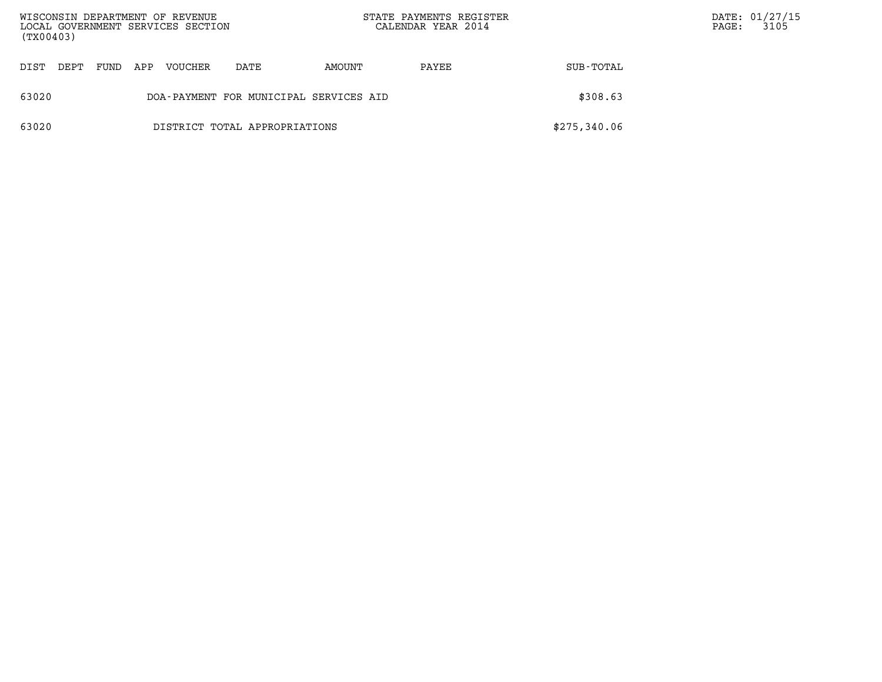| DIST | DEPT | FUND | APP | VOUCHER | DATE | AMOUNT | PAYEE | SUB-TOTAL |
|---|---|---|---|---|---|---|---|---|
| 63020 | | | | DOA-PAYMENT FOR MUNICIPAL SERVICES AID | | | | $308.63 |
| 63020 | | | | DISTRICT TOTAL APPROPRIATIONS | | | | $275,340.06 |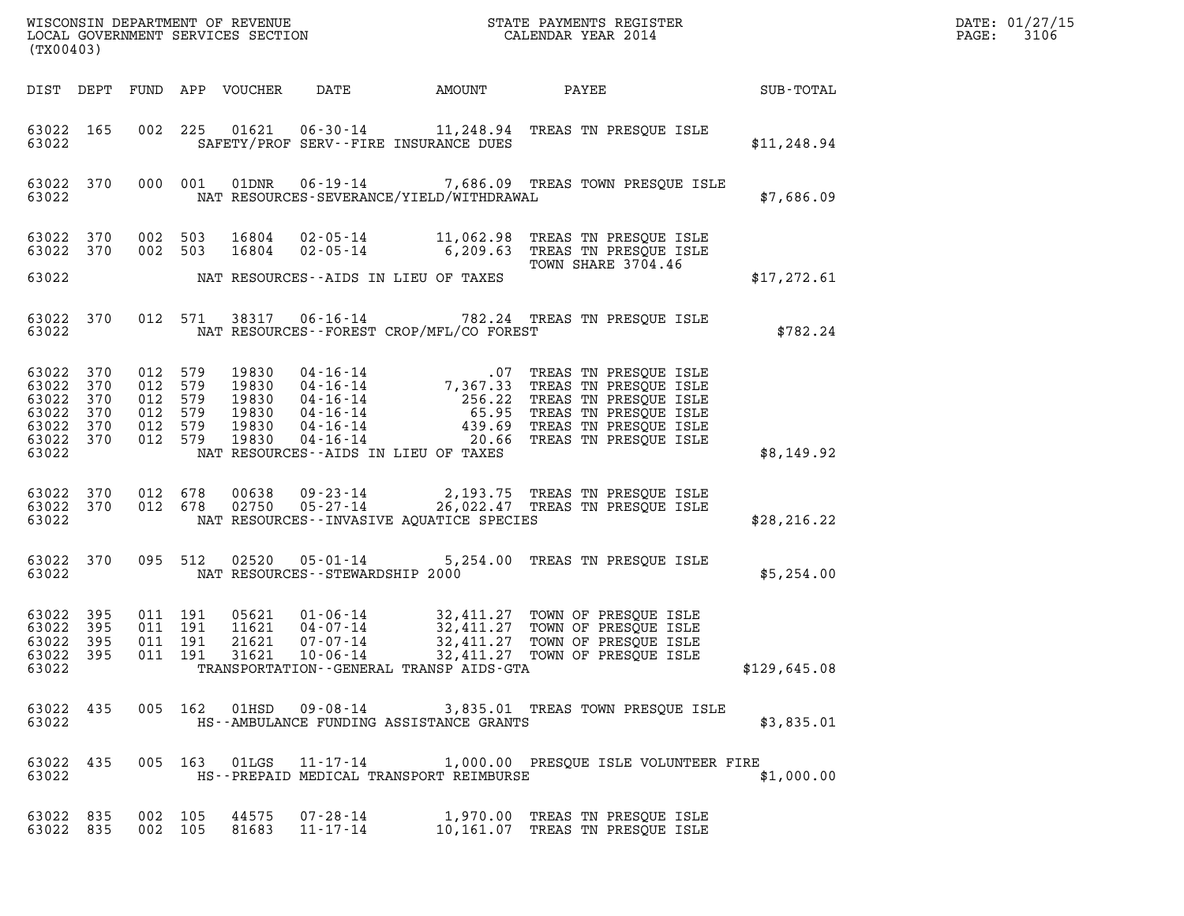| DIST | DEPT | FUND | APP | VOUCHER | DATE | AMOUNT | PAYEE | SUB-TOTAL |
|---|---|---|---|---|---|---|---|---|
| 63022 | 165 | 002 | 225 | 01621 | 06-30-14 | 11,248.94 | TREAS TN PRESQUE ISLE | |
| 63022 | | | | | SAFETY/PROF SERV--FIRE INSURANCE DUES | | | $11,248.94 |
| 63022 | 370 | 000 | 001 | 01DNR | 06-19-14 | 7,686.09 | TREAS TOWN PRESQUE ISLE | |
| 63022 | | | | | NAT RESOURCES-SEVERANCE/YIELD/WITHDRAWAL | | | $7,686.09 |
| 63022 | 370 | 002 | 503 | 16804 | 02-05-14 | 11,062.98 | TREAS TN PRESQUE ISLE | |
| 63022 | 370 | 002 | 503 | 16804 | 02-05-14 | 6,209.63 | TREAS TN PRESQUE ISLE TOWN SHARE 3704.46 | |
| 63022 | | | | | NAT RESOURCES--AIDS IN LIEU OF TAXES | | | $17,272.61 |
| 63022 | 370 | 012 | 571 | 38317 | 06-16-14 | 782.24 | TREAS TN PRESQUE ISLE | |
| 63022 | | | | | NAT RESOURCES--FOREST CROP/MFL/CO FOREST | | | $782.24 |
| 63022 | 370 | 012 | 579 | 19830 | 04-16-14 | .07 | TREAS TN PRESQUE ISLE | |
| 63022 | 370 | 012 | 579 | 19830 | 04-16-14 | 7,367.33 | TREAS TN PRESQUE ISLE | |
| 63022 | 370 | 012 | 579 | 19830 | 04-16-14 | 256.22 | TREAS TN PRESQUE ISLE | |
| 63022 | 370 | 012 | 579 | 19830 | 04-16-14 | 65.95 | TREAS TN PRESQUE ISLE | |
| 63022 | 370 | 012 | 579 | 19830 | 04-16-14 | 439.69 | TREAS TN PRESQUE ISLE | |
| 63022 | 370 | 012 | 579 | 19830 | 04-16-14 | 20.66 | TREAS TN PRESQUE ISLE | |
| 63022 | | | | | NAT RESOURCES--AIDS IN LIEU OF TAXES | | | $8,149.92 |
| 63022 | 370 | 012 | 678 | 00638 | 09-23-14 | 2,193.75 | TREAS TN PRESQUE ISLE | |
| 63022 | 370 | 012 | 678 | 02750 | 05-27-14 | 26,022.47 | TREAS TN PRESQUE ISLE | |
| 63022 | | | | | NAT RESOURCES--INVASIVE AQUATICE SPECIES | | | $28,216.22 |
| 63022 | 370 | 095 | 512 | 02520 | 05-01-14 | 5,254.00 | TREAS TN PRESQUE ISLE | |
| 63022 | | | | | NAT RESOURCES--STEWARDSHIP 2000 | | | $5,254.00 |
| 63022 | 395 | 011 | 191 | 05621 | 01-06-14 | 32,411.27 | TOWN OF PRESQUE ISLE | |
| 63022 | 395 | 011 | 191 | 11621 | 04-07-14 | 32,411.27 | TOWN OF PRESQUE ISLE | |
| 63022 | 395 | 011 | 191 | 21621 | 07-07-14 | 32,411.27 | TOWN OF PRESQUE ISLE | |
| 63022 | 395 | 011 | 191 | 31621 | 10-06-14 | 32,411.27 | TOWN OF PRESQUE ISLE | |
| 63022 | | | | | TRANSPORTATION--GENERAL TRANSP AIDS-GTA | | | $129,645.08 |
| 63022 | 435 | 005 | 162 | 01HSD | 09-08-14 | 3,835.01 | TREAS TOWN PRESQUE ISLE | |
| 63022 | | | | | HS--AMBULANCE FUNDING ASSISTANCE GRANTS | | | $3,835.01 |
| 63022 | 435 | 005 | 163 | 01LGS | 11-17-14 | 1,000.00 | PRESQUE ISLE VOLUNTEER FIRE | |
| 63022 | | | | | HS--PREPAID MEDICAL TRANSPORT REIMBURSE | | | $1,000.00 |
| 63022 | 835 | 002 | 105 | 44575 | 07-28-14 | 1,970.00 | TREAS TN PRESQUE ISLE | |
| 63022 | 835 | 002 | 105 | 81683 | 11-17-14 | 10,161.07 | TREAS TN PRESQUE ISLE | |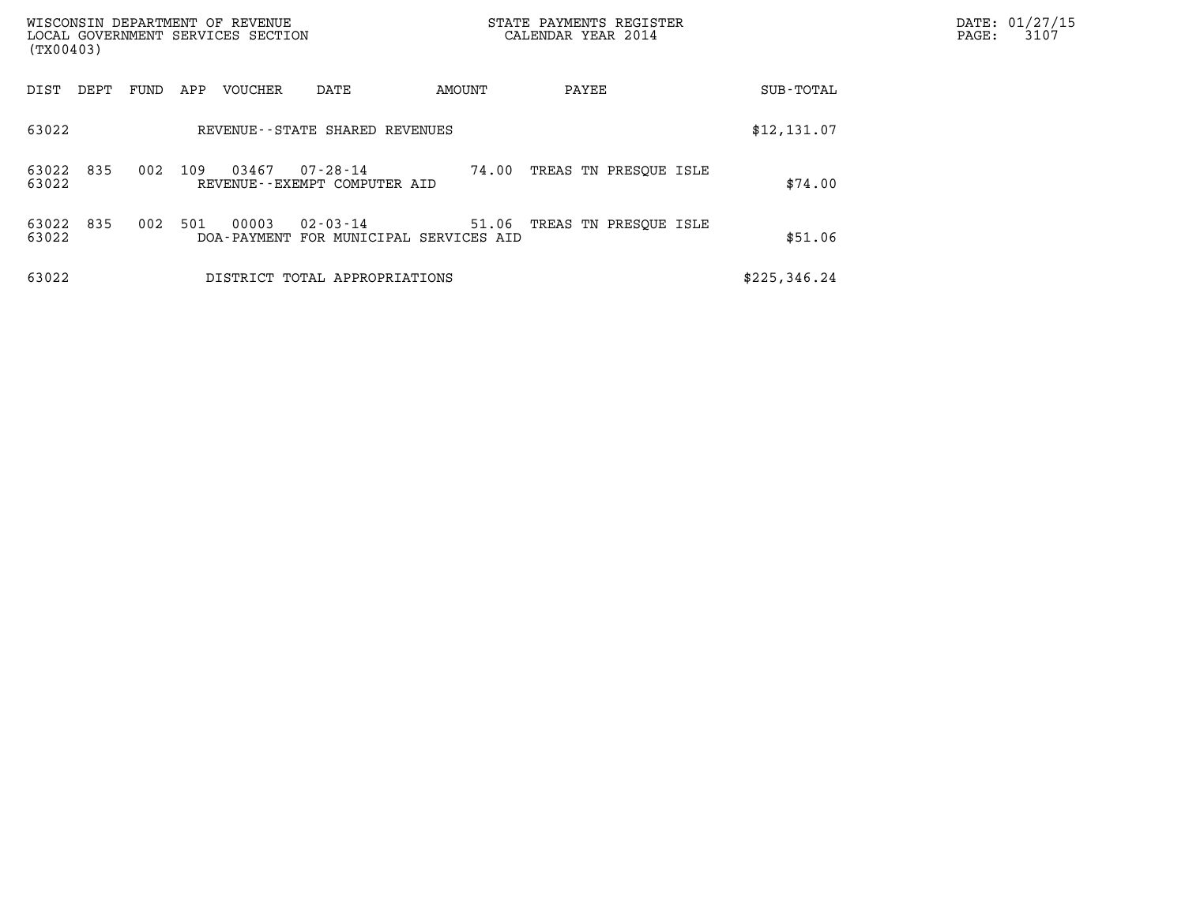WISCONSIN DEPARTMENT OF REVENUE
LOCAL GOVERNMENT SERVICES SECTION
(TX00403)

STATE PAYMENTS REGISTER
CALENDAR YEAR 2014

| DIST | DEPT | FUND | APP | VOUCHER | DATE | AMOUNT | PAYEE | SUB-TOTAL |
|---|---|---|---|---|---|---|---|---|
| 63022 | | | | REVENUE--STATE SHARED REVENUES | | | | $12,131.07 |
| 63022 | 835 | 002 | 109 | 03467 | 07-28-14 | 74.00 | TREAS TN PRESQUE ISLE | |
| 63022 | | | | REVENUE--EXEMPT COMPUTER AID | | | | $74.00 |
| 63022 | 835 | 002 | 501 | 00003 | 02-03-14 | 51.06 | TREAS TN PRESQUE ISLE | |
| 63022 | | | | DOA-PAYMENT FOR MUNICIPAL SERVICES AID | | | | $51.06 |
| 63022 | | | | DISTRICT TOTAL APPROPRIATIONS | | | | $225,346.24 |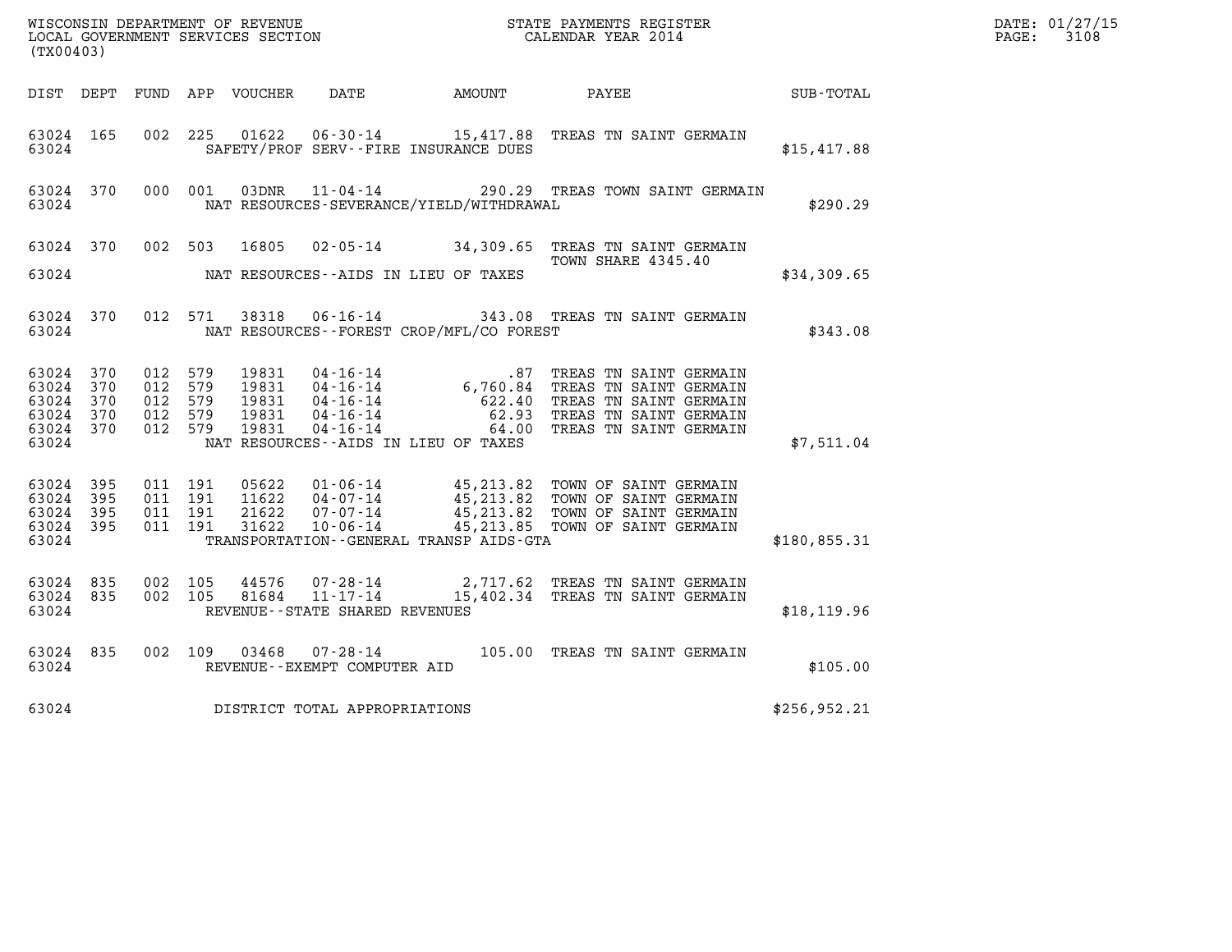WISCONSIN DEPARTMENT OF REVENUE
LOCAL GOVERNMENT SERVICES SECTION
(TX00403)

STATE PAYMENTS REGISTER
CALENDAR YEAR 2014

DATE: 01/27/15

| DIST | DEPT | FUND | APP | VOUCHER | DATE | AMOUNT | PAYEE | SUB-TOTAL |
|---|---|---|---|---|---|---|---|---|
| 63024 | 165 | 002 | 225 | 01622 | 06-30-14 | 15,417.88 | TREAS TN SAINT GERMAIN | |
| 63024 | | | | | SAFETY/PROF SERV--FIRE INSURANCE DUES | | | $15,417.88 |
| 63024 | 370 | 000 | 001 | 03DNR | 11-04-14 | 290.29 | TREAS TOWN SAINT GERMAIN | |
| 63024 | | | | | NAT RESOURCES-SEVERANCE/YIELD/WITHDRAWAL | | | $290.29 |
| 63024 | 370 | 002 | 503 | 16805 | 02-05-14 | 34,309.65 | TREAS TN SAINT GERMAIN TOWN SHARE 4345.40 | |
| 63024 | | | | | NAT RESOURCES--AIDS IN LIEU OF TAXES | | | $34,309.65 |
| 63024 | 370 | 012 | 571 | 38318 | 06-16-14 | 343.08 | TREAS TN SAINT GERMAIN | |
| 63024 | | | | | NAT RESOURCES--FOREST CROP/MFL/CO FOREST | | | $343.08 |
| 63024 | 370 | 012 | 579 | 19831 | 04-16-14 | .87 | TREAS TN SAINT GERMAIN | |
| 63024 | 370 | 012 | 579 | 19831 | 04-16-14 | 6,760.84 | TREAS TN SAINT GERMAIN | |
| 63024 | 370 | 012 | 579 | 19831 | 04-16-14 | 622.40 | TREAS TN SAINT GERMAIN | |
| 63024 | 370 | 012 | 579 | 19831 | 04-16-14 | 62.93 | TREAS TN SAINT GERMAIN | |
| 63024 | 370 | 012 | 579 | 19831 | 04-16-14 | 64.00 | TREAS TN SAINT GERMAIN | |
| 63024 | | | | | NAT RESOURCES--AIDS IN LIEU OF TAXES | | | $7,511.04 |
| 63024 | 395 | 011 | 191 | 05622 | 01-06-14 | 45,213.82 | TOWN OF SAINT GERMAIN | |
| 63024 | 395 | 011 | 191 | 11622 | 04-07-14 | 45,213.82 | TOWN OF SAINT GERMAIN | |
| 63024 | 395 | 011 | 191 | 21622 | 07-07-14 | 45,213.82 | TOWN OF SAINT GERMAIN | |
| 63024 | 395 | 011 | 191 | 31622 | 10-06-14 | 45,213.85 | TOWN OF SAINT GERMAIN | |
| 63024 | | | | | TRANSPORTATION--GENERAL TRANSP AIDS-GTA | | | $180,855.31 |
| 63024 | 835 | 002 | 105 | 44576 | 07-28-14 | 2,717.62 | TREAS TN SAINT GERMAIN | |
| 63024 | 835 | 002 | 105 | 81684 | 11-17-14 | 15,402.34 | TREAS TN SAINT GERMAIN | |
| 63024 | | | | | REVENUE--STATE SHARED REVENUES | | | $18,119.96 |
| 63024 | 835 | 002 | 109 | 03468 | 07-28-14 | 105.00 | TREAS TN SAINT GERMAIN | |
| 63024 | | | | | REVENUE--EXEMPT COMPUTER AID | | | $105.00 |
| 63024 | | | | | DISTRICT TOTAL APPROPRIATIONS | | | $256,952.21 |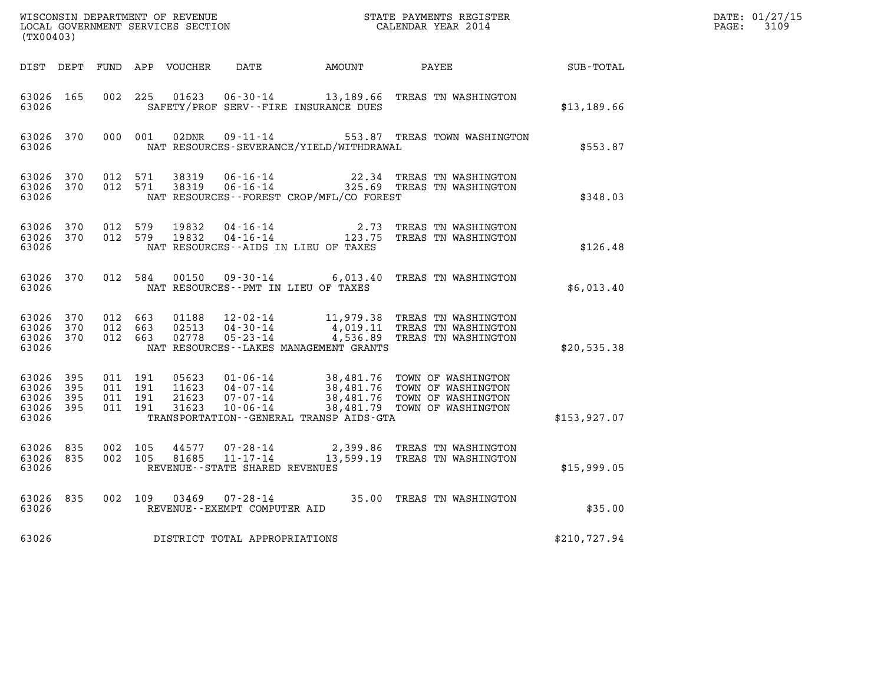WISCONSIN DEPARTMENT OF REVENUE
LOCAL GOVERNMENT SERVICES SECTION
(TX00403)

STATE PAYMENTS REGISTER
CALENDAR YEAR 2014

DATE: 01/27/15
PAGE: 3109

| DIST | DEPT | FUND | APP | VOUCHER | DATE | AMOUNT | PAYEE | SUB-TOTAL |
|---|---|---|---|---|---|---|---|---|
| 63026 | 165 | 002 | 225 | 01623 | 06-30-14 | 13,189.66 | TREAS TN WASHINGTON | |
| 63026 | | | | | SAFETY/PROF SERV--FIRE INSURANCE DUES | | | $13,189.66 |
| 63026 | 370 | 000 | 001 | 02DNR | 09-11-14 | 553.87 | TREAS TOWN WASHINGTON | |
| 63026 | | | | | NAT RESOURCES-SEVERANCE/YIELD/WITHDRAWAL | | | $553.87 |
| 63026 | 370 | 012 | 571 | 38319 | 06-16-14 | 22.34 | TREAS TN WASHINGTON | |
| 63026 | 370 | 012 | 571 | 38319 | 06-16-14 | 325.69 | TREAS TN WASHINGTON | |
| 63026 | | | | | NAT RESOURCES--FOREST CROP/MFL/CO FOREST | | | $348.03 |
| 63026 | 370 | 012 | 579 | 19832 | 04-16-14 | 2.73 | TREAS TN WASHINGTON | |
| 63026 | 370 | 012 | 579 | 19832 | 04-16-14 | 123.75 | TREAS TN WASHINGTON | |
| 63026 | | | | | NAT RESOURCES--AIDS IN LIEU OF TAXES | | | $126.48 |
| 63026 | 370 | 012 | 584 | 00150 | 09-30-14 | 6,013.40 | TREAS TN WASHINGTON | |
| 63026 | | | | | NAT RESOURCES--PMT IN LIEU OF TAXES | | | $6,013.40 |
| 63026 | 370 | 012 | 663 | 01188 | 12-02-14 | 11,979.38 | TREAS TN WASHINGTON | |
| 63026 | 370 | 012 | 663 | 02513 | 04-30-14 | 4,019.11 | TREAS TN WASHINGTON | |
| 63026 | 370 | 012 | 663 | 02778 | 05-23-14 | 4,536.89 | TREAS TN WASHINGTON | |
| 63026 | | | | | NAT RESOURCES--LAKES MANAGEMENT GRANTS | | | $20,535.38 |
| 63026 | 395 | 011 | 191 | 05623 | 01-06-14 | 38,481.76 | TOWN OF WASHINGTON | |
| 63026 | 395 | 011 | 191 | 11623 | 04-07-14 | 38,481.76 | TOWN OF WASHINGTON | |
| 63026 | 395 | 011 | 191 | 21623 | 07-07-14 | 38,481.76 | TOWN OF WASHINGTON | |
| 63026 | 395 | 011 | 191 | 31623 | 10-06-14 | 38,481.79 | TOWN OF WASHINGTON | |
| 63026 | | | | | TRANSPORTATION--GENERAL TRANSP AIDS-GTA | | | $153,927.07 |
| 63026 | 835 | 002 | 105 | 44577 | 07-28-14 | 2,399.86 | TREAS TN WASHINGTON | |
| 63026 | 835 | 002 | 105 | 81685 | 11-17-14 | 13,599.19 | TREAS TN WASHINGTON | |
| 63026 | | | | | REVENUE--STATE SHARED REVENUES | | | $15,999.05 |
| 63026 | 835 | 002 | 109 | 03469 | 07-28-14 | 35.00 | TREAS TN WASHINGTON | |
| 63026 | | | | | REVENUE--EXEMPT COMPUTER AID | | | $35.00 |
| 63026 | | | | | DISTRICT TOTAL APPROPRIATIONS | | | $210,727.94 |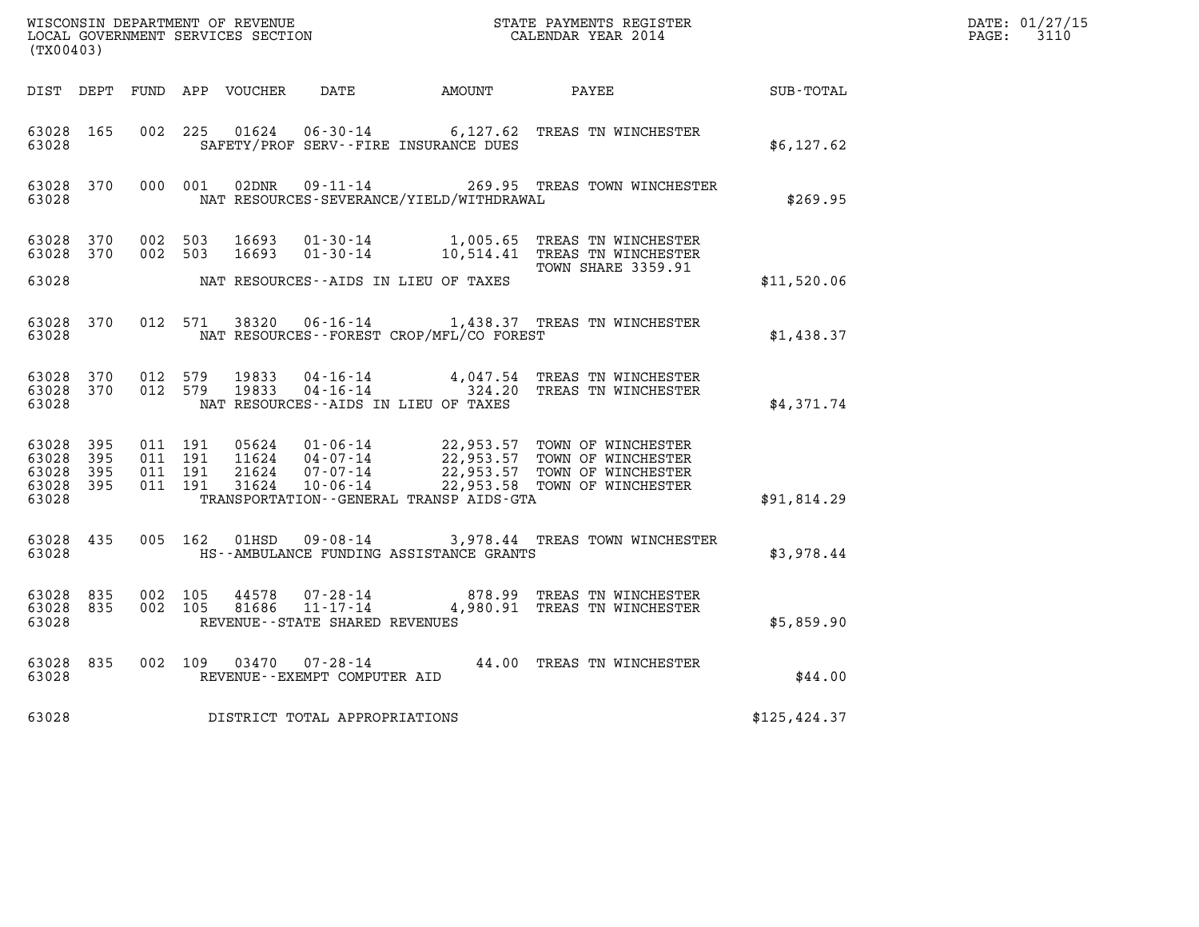WISCONSIN DEPARTMENT OF REVENUE
LOCAL GOVERNMENT SERVICES SECTION
(TX00403)

STATE PAYMENTS REGISTER
CALENDAR YEAR 2014

DATE: 01/27/15
PAGE: 3110

| DIST | DEPT | FUND | APP | VOUCHER | DATE | AMOUNT | PAYEE | SUB-TOTAL |
|---|---|---|---|---|---|---|---|---|
| 63028 | 165 | 002 | 225 | 01624 | 06-30-14 | 6,127.62 | TREAS TN WINCHESTER | |
| 63028 | | | | | SAFETY/PROF SERV--FIRE INSURANCE DUES | | | $6,127.62 |
| 63028 | 370 | 000 | 001 | 02DNR | 09-11-14 | 269.95 | TREAS TOWN WINCHESTER | |
| 63028 | | | | | NAT RESOURCES-SEVERANCE/YIELD/WITHDRAWAL | | | $269.95 |
| 63028 | 370 | 002 | 503 | 16693 | 01-30-14 | 1,005.65 | TREAS TN WINCHESTER | |
| 63028 | 370 | 002 | 503 | 16693 | 01-30-14 | 10,514.41 | TREAS TN WINCHESTER TOWN SHARE 3359.91 | |
| 63028 | | | | | NAT RESOURCES--AIDS IN LIEU OF TAXES | | | $11,520.06 |
| 63028 | 370 | 012 | 571 | 38320 | 06-16-14 | 1,438.37 | TREAS TN WINCHESTER | |
| 63028 | | | | | NAT RESOURCES--FOREST CROP/MFL/CO FOREST | | | $1,438.37 |
| 63028 | 370 | 012 | 579 | 19833 | 04-16-14 | 4,047.54 | TREAS TN WINCHESTER | |
| 63028 | 370 | 012 | 579 | 19833 | 04-16-14 | 324.20 | TREAS TN WINCHESTER | |
| 63028 | | | | | NAT RESOURCES--AIDS IN LIEU OF TAXES | | | $4,371.74 |
| 63028 | 395 | 011 | 191 | 05624 | 01-06-14 | 22,953.57 | TOWN OF WINCHESTER | |
| 63028 | 395 | 011 | 191 | 11624 | 04-07-14 | 22,953.57 | TOWN OF WINCHESTER | |
| 63028 | 395 | 011 | 191 | 21624 | 07-07-14 | 22,953.57 | TOWN OF WINCHESTER | |
| 63028 | 395 | 011 | 191 | 31624 | 10-06-14 | 22,953.58 | TOWN OF WINCHESTER | |
| 63028 | | | | | TRANSPORTATION--GENERAL TRANSP AIDS-GTA | | | $91,814.29 |
| 63028 | 435 | 005 | 162 | 01HSD | 09-08-14 | 3,978.44 | TREAS TOWN WINCHESTER | |
| 63028 | | | | | HS--AMBULANCE FUNDING ASSISTANCE GRANTS | | | $3,978.44 |
| 63028 | 835 | 002 | 105 | 44578 | 07-28-14 | 878.99 | TREAS TN WINCHESTER | |
| 63028 | 835 | 002 | 105 | 81686 | 11-17-14 | 4,980.91 | TREAS TN WINCHESTER | |
| 63028 | | | | | REVENUE--STATE SHARED REVENUES | | | $5,859.90 |
| 63028 | 835 | 002 | 109 | 03470 | 07-28-14 | 44.00 | TREAS TN WINCHESTER | |
| 63028 | | | | | REVENUE--EXEMPT COMPUTER AID | | | $44.00 |
| 63028 | | | | | DISTRICT TOTAL APPROPRIATIONS | | | $125,424.37 |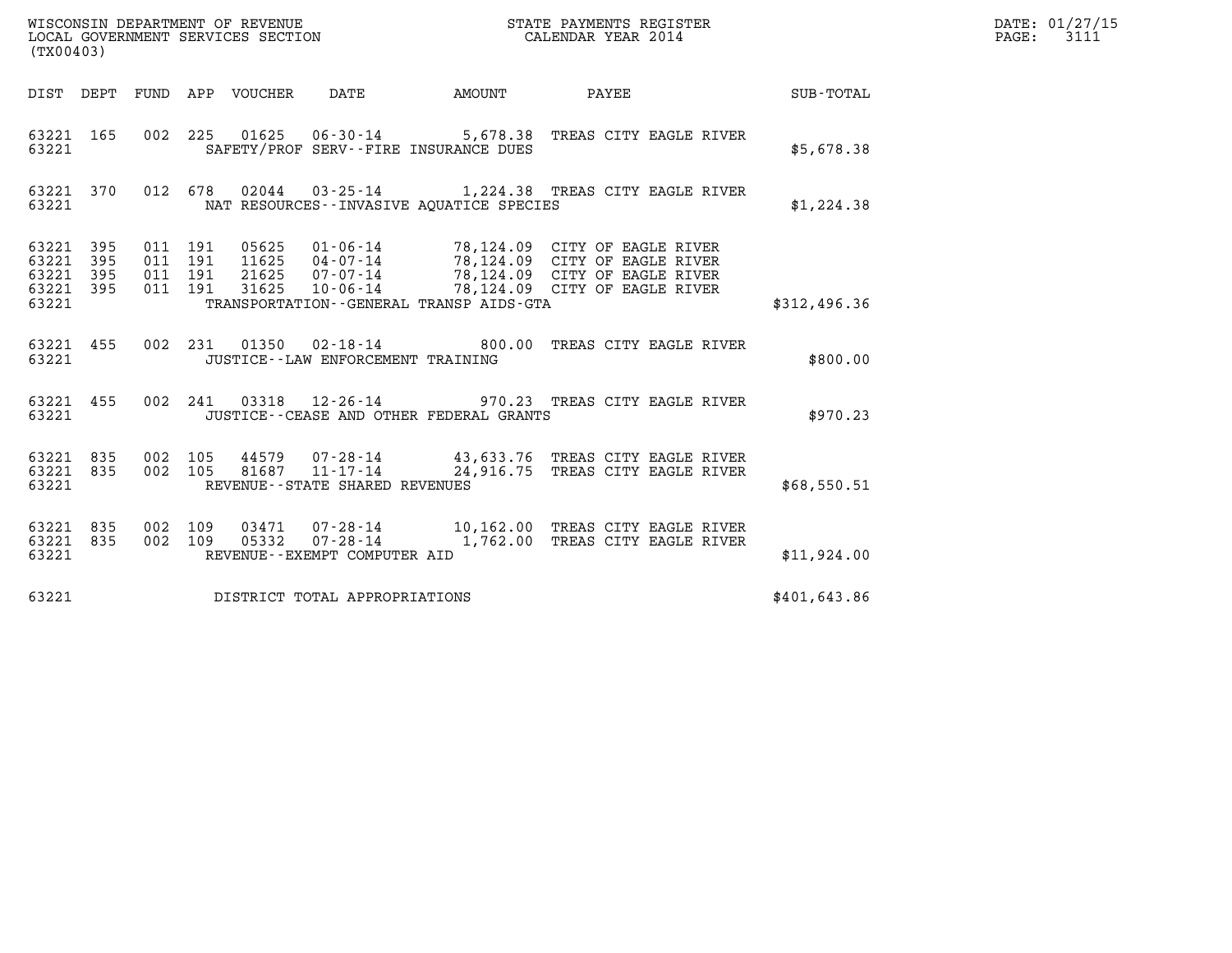WISCONSIN DEPARTMENT OF REVENUE
LOCAL GOVERNMENT SERVICES SECTION
(TX00403)

STATE PAYMENTS REGISTER
CALENDAR YEAR 2014

DATE: 01/27/15
PAGE: 3111

| DIST | DEPT | FUND | APP | VOUCHER | DATE | AMOUNT | PAYEE | SUB-TOTAL |
|---|---|---|---|---|---|---|---|---|
| 63221 | 165 | 002 | 225 | 01625 | 06-30-14 | 5,678.38 | TREAS CITY EAGLE RIVER | |
| 63221 | | | | | SAFETY/PROF SERV--FIRE INSURANCE DUES | | | $5,678.38 |
| 63221 | 370 | 012 | 678 | 02044 | 03-25-14 | 1,224.38 | TREAS CITY EAGLE RIVER | |
| 63221 | | | | | NAT RESOURCES--INVASIVE AQUATICE SPECIES | | | $1,224.38 |
| 63221 | 395 | 011 | 191 | 05625 | 01-06-14 | 78,124.09 | CITY OF EAGLE RIVER | |
| 63221 | 395 | 011 | 191 | 11625 | 04-07-14 | 78,124.09 | CITY OF EAGLE RIVER | |
| 63221 | 395 | 011 | 191 | 21625 | 07-07-14 | 78,124.09 | CITY OF EAGLE RIVER | |
| 63221 | 395 | 011 | 191 | 31625 | 10-06-14 | 78,124.09 | CITY OF EAGLE RIVER | |
| 63221 | | | | | TRANSPORTATION--GENERAL TRANSP AIDS-GTA | | | $312,496.36 |
| 63221 | 455 | 002 | 231 | 01350 | 02-18-14 | 800.00 | TREAS CITY EAGLE RIVER | |
| 63221 | | | | | JUSTICE--LAW ENFORCEMENT TRAINING | | | $800.00 |
| 63221 | 455 | 002 | 241 | 03318 | 12-26-14 | 970.23 | TREAS CITY EAGLE RIVER | |
| 63221 | | | | | JUSTICE--CEASE AND OTHER FEDERAL GRANTS | | | $970.23 |
| 63221 | 835 | 002 | 105 | 44579 | 07-28-14 | 43,633.76 | TREAS CITY EAGLE RIVER | |
| 63221 | 835 | 002 | 105 | 81687 | 11-17-14 | 24,916.75 | TREAS CITY EAGLE RIVER | |
| 63221 | | | | | REVENUE--STATE SHARED REVENUES | | | $68,550.51 |
| 63221 | 835 | 002 | 109 | 03471 | 07-28-14 | 10,162.00 | TREAS CITY EAGLE RIVER | |
| 63221 | 835 | 002 | 109 | 05332 | 07-28-14 | 1,762.00 | TREAS CITY EAGLE RIVER | |
| 63221 | | | | | REVENUE--EXEMPT COMPUTER AID | | | $11,924.00 |
| 63221 | | | | | DISTRICT TOTAL APPROPRIATIONS | | | $401,643.86 |